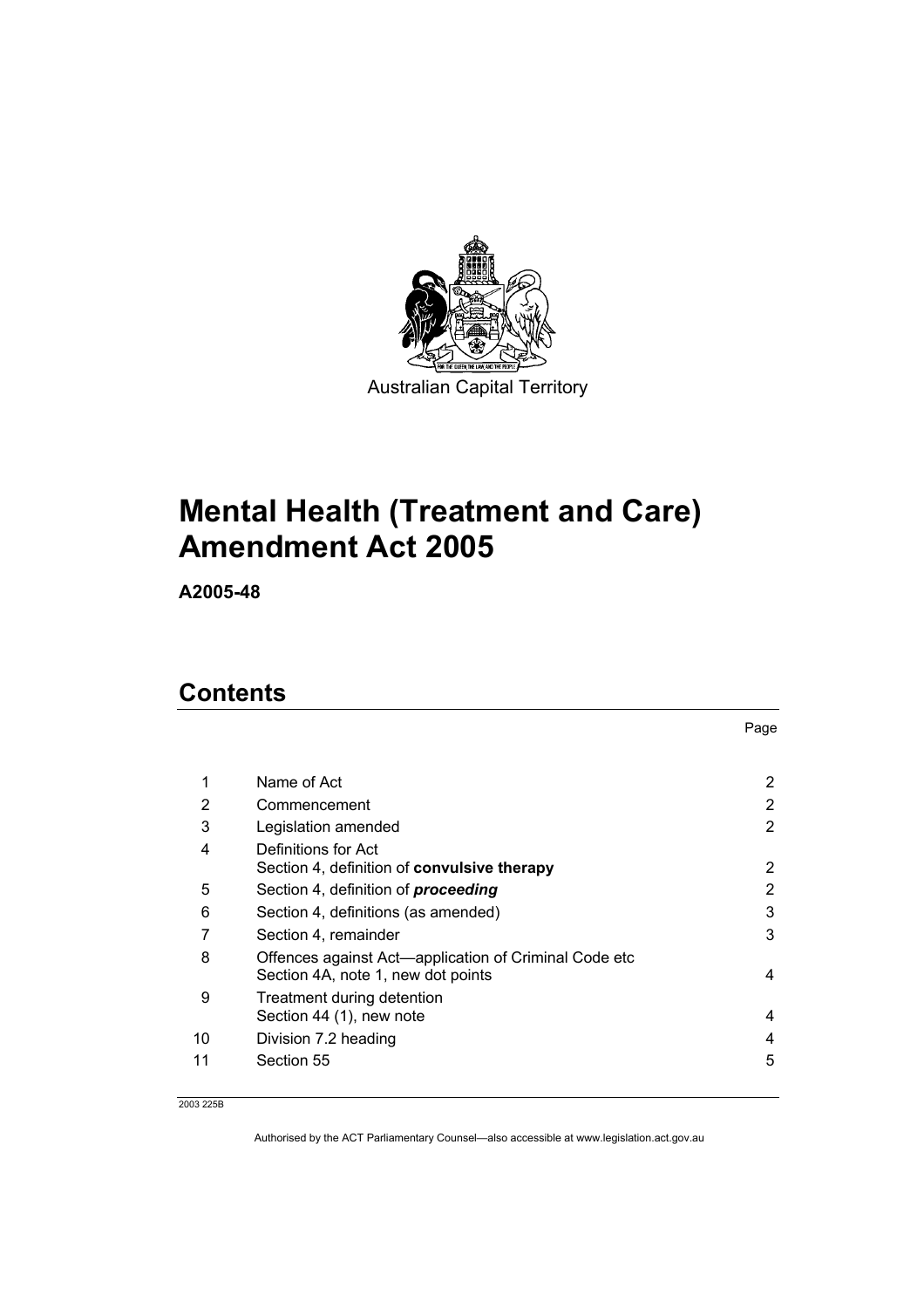Australian Capital Territory

# Mental Health (Treatment and Care) Amendment Act 2005

**A2005-48**

## Contents

| | | Page |
|---|---|---|
| 1 | Name of Act | 2 |
| 2 | Commencement | 2 |
| 3 | Legislation amended | 2 |
| 4 | Definitions for Act<br>Section 4, definition of **convulsive therapy** | 2 |
| 5 | Section 4, definition of ***proceeding*** | 2 |
| 6 | Section 4, definitions (as amended) | 3 |
| 7 | Section 4, remainder | 3 |
| 8 | Offences against Act—application of Criminal Code etc<br>Section 4A, note 1, new dot points | 4 |
| 9 | Treatment during detention<br>Section 44 (1), new note | 4 |
| 10 | Division 7.2 heading | 4 |
| 11 | Section 55 | 5 |

2003 225B

Authorised by the ACT Parliamentary Counsel—also accessible at www.legislation.act.gov.au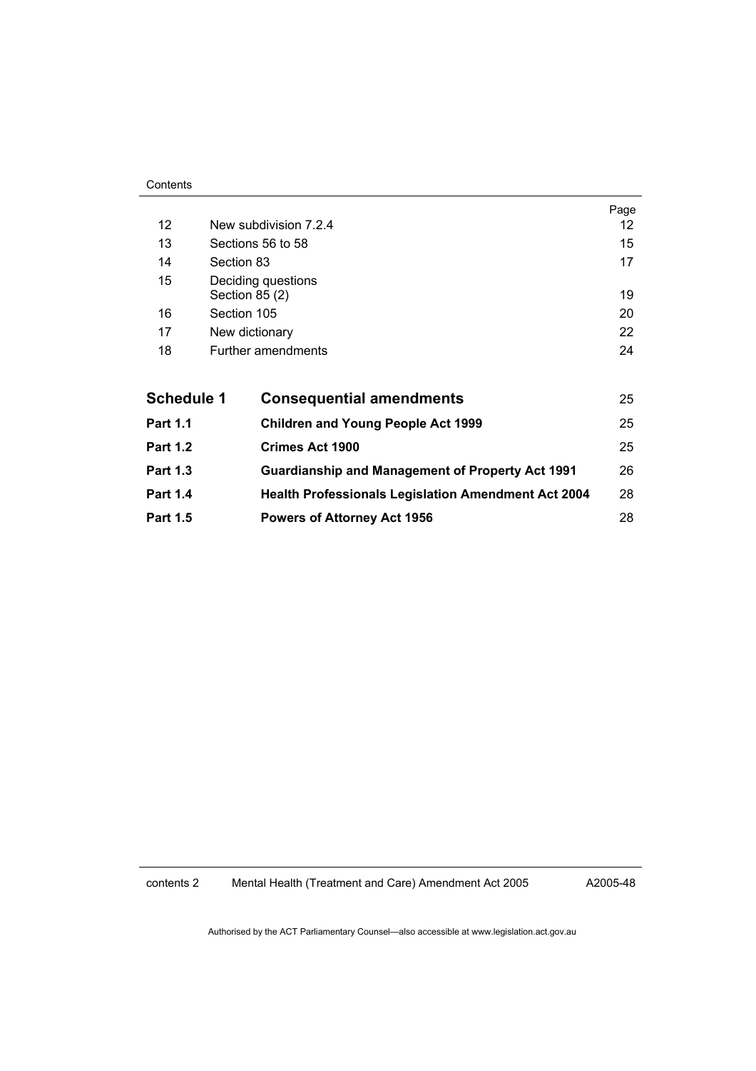| | | Page |
|---|---|---|
| 12 | New subdivision 7.2.4 | 12 |
| 13 | Sections 56 to 58 | 15 |
| 14 | Section 83 | 17 |
| 15 | Deciding questions Section 85 (2) | 19 |
| 16 | Section 105 | 20 |
| 17 | New dictionary | 22 |
| 18 | Further amendments | 24 |

| | | |
|---|---|---|
| **Schedule 1** | **Consequential amendments** | 25 |
| **Part 1.1** | **Children and Young People Act 1999** | 25 |
| **Part 1.2** | **Crimes Act 1900** | 25 |
| **Part 1.3** | **Guardianship and Management of Property Act 1991** | 26 |
| **Part 1.4** | **Health Professionals Legislation Amendment Act 2004** | 28 |
| **Part 1.5** | **Powers of Attorney Act 1956** | 28 |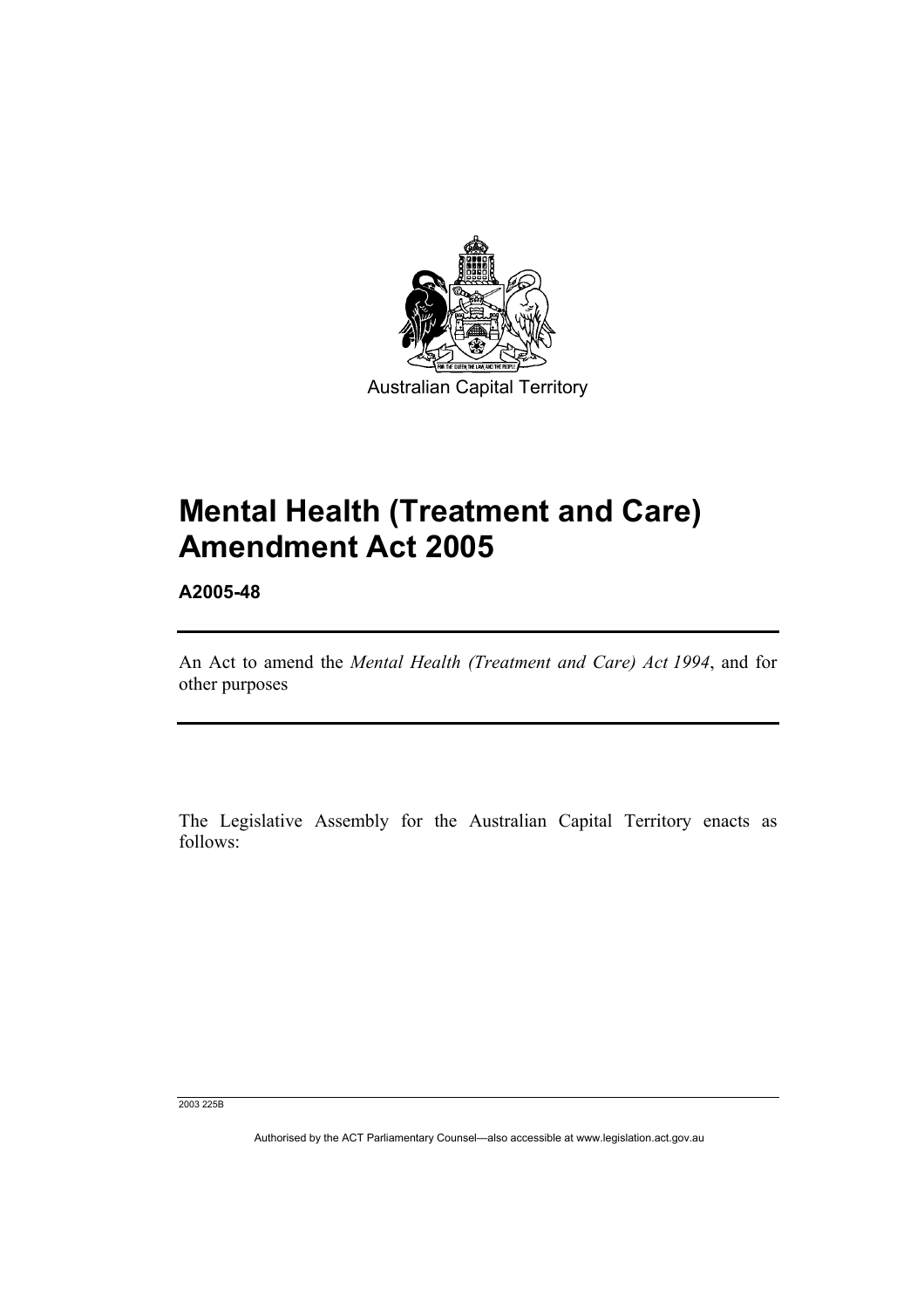Australian Capital Territory

# Mental Health (Treatment and Care) Amendment Act 2005

**A2005-48**

An Act to amend the *Mental Health (Treatment and Care) Act 1994*, and for other purposes

The Legislative Assembly for the Australian Capital Territory enacts as follows:

2003 225B

Authorised by the ACT Parliamentary Counsel—also accessible at www.legislation.act.gov.au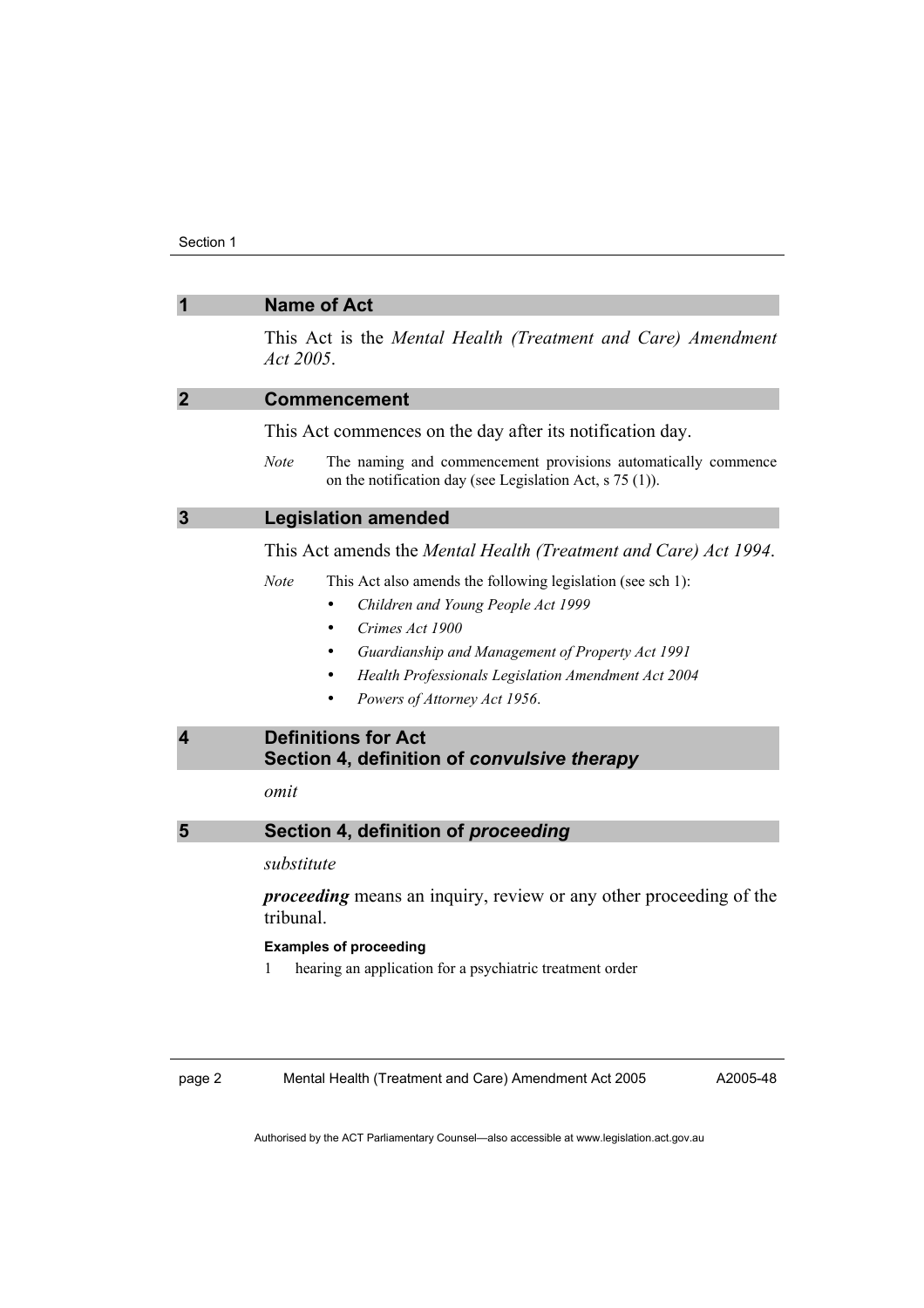## 1 Name of Act

This Act is the *Mental Health (Treatment and Care) Amendment Act 2005*.

## 2 Commencement

This Act commences on the day after its notification day.

*Note* The naming and commencement provisions automatically commence on the notification day (see Legislation Act, s 75 (1)).

## 3 Legislation amended

This Act amends the *Mental Health (Treatment and Care) Act 1994*.

*Note* This Act also amends the following legislation (see sch 1):

- *Children and Young People Act 1999*
- *Crimes Act 1900*
- *Guardianship and Management of Property Act 1991*
- *Health Professionals Legislation Amendment Act 2004*
- *Powers of Attorney Act 1956*.

## 4 Definitions for Act Section 4, definition of *convulsive therapy*

*omit*

## 5 Section 4, definition of *proceeding*

*substitute*

***proceeding*** means an inquiry, review or any other proceeding of the tribunal.

**Examples of proceeding**

1 hearing an application for a psychiatric treatment order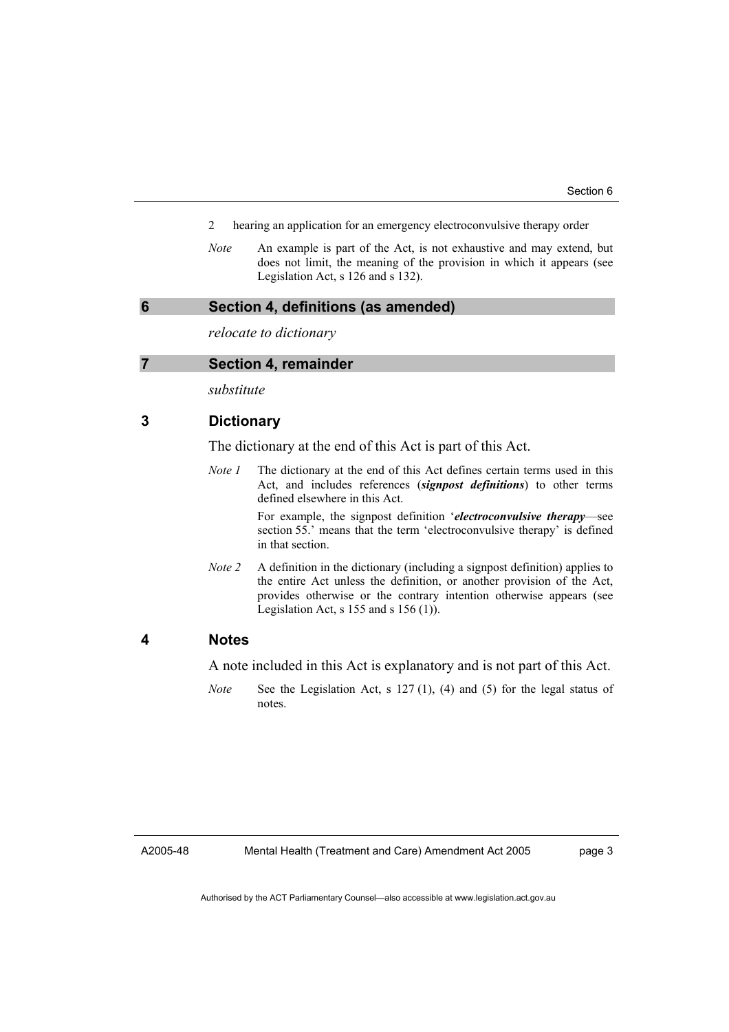2 hearing an application for an emergency electroconvulsive therapy order

*Note* An example is part of the Act, is not exhaustive and may extend, but does not limit, the meaning of the provision in which it appears (see Legislation Act, s 126 and s 132).

## 6 Section 4, definitions (as amended)

*relocate to dictionary*

## 7 Section 4, remainder

*substitute*

### 3 Dictionary

The dictionary at the end of this Act is part of this Act.

*Note 1* The dictionary at the end of this Act defines certain terms used in this Act, and includes references (***signpost definitions***) to other terms defined elsewhere in this Act.

For example, the signpost definition '***electroconvulsive therapy***—see section 55.' means that the term 'electroconvulsive therapy' is defined in that section.

*Note 2* A definition in the dictionary (including a signpost definition) applies to the entire Act unless the definition, or another provision of the Act, provides otherwise or the contrary intention otherwise appears (see Legislation Act, s 155 and s 156 (1)).

### 4 Notes

A note included in this Act is explanatory and is not part of this Act.

*Note* See the Legislation Act, s 127 (1), (4) and (5) for the legal status of notes.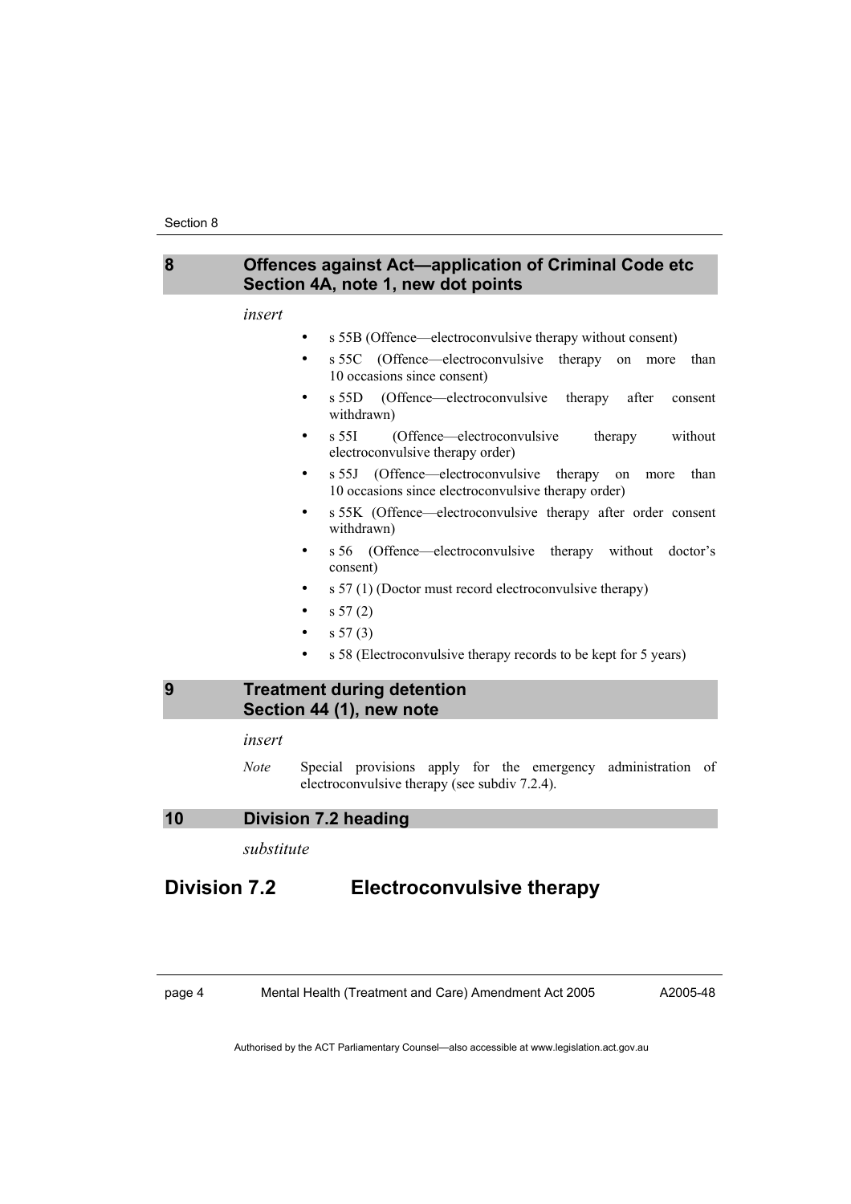## 8 Offences against Act—application of Criminal Code etc Section 4A, note 1, new dot points

*insert*

- s 55B (Offence—electroconvulsive therapy without consent)
- s 55C (Offence—electroconvulsive therapy on more than 10 occasions since consent)
- s 55D (Offence—electroconvulsive therapy after consent withdrawn)
- s 55I (Offence—electroconvulsive therapy without electroconvulsive therapy order)
- s 55J (Offence—electroconvulsive therapy on more than 10 occasions since electroconvulsive therapy order)
- s 55K (Offence—electroconvulsive therapy after order consent withdrawn)
- s 56 (Offence—electroconvulsive therapy without doctor's consent)
- s 57 (1) (Doctor must record electroconvulsive therapy)
- s 57 (2)
- s 57 (3)
- s 58 (Electroconvulsive therapy records to be kept for 5 years)

## 9 Treatment during detention Section 44 (1), new note

*insert*

*Note* Special provisions apply for the emergency administration of electroconvulsive therapy (see subdiv 7.2.4).

## 10 Division 7.2 heading

*substitute*

# Division 7.2 Electroconvulsive therapy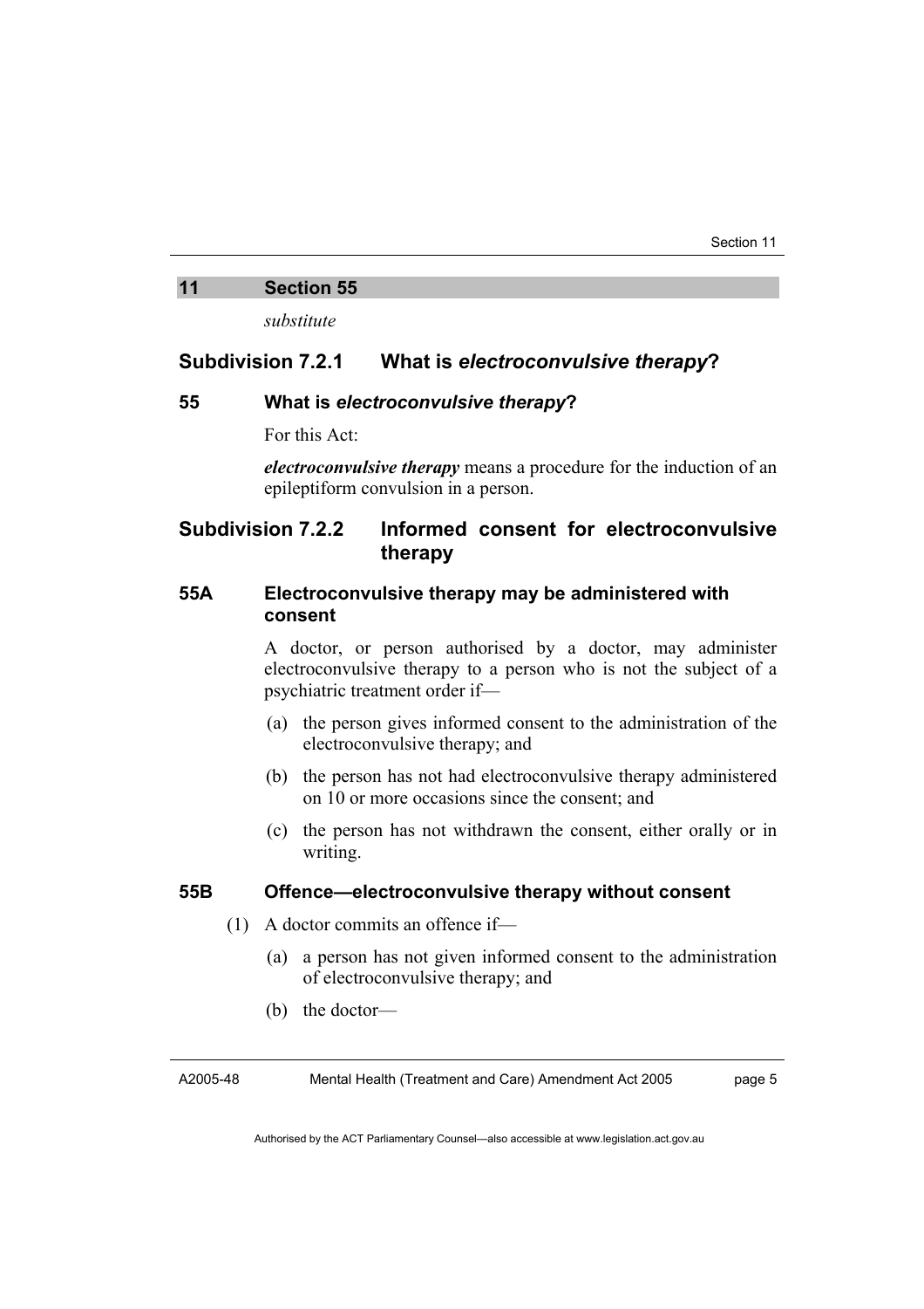## 11 Section 55

*substitute*

## Subdivision 7.2.1 What is *electroconvulsive therapy*?

### 55 What is *electroconvulsive therapy*?

For this Act:

***electroconvulsive therapy*** means a procedure for the induction of an epileptiform convulsion in a person.

## Subdivision 7.2.2 Informed consent for electroconvulsive therapy

### 55A Electroconvulsive therapy may be administered with consent

A doctor, or person authorised by a doctor, may administer electroconvulsive therapy to a person who is not the subject of a psychiatric treatment order if—

(a) the person gives informed consent to the administration of the electroconvulsive therapy; and

(b) the person has not had electroconvulsive therapy administered on 10 or more occasions since the consent; and

(c) the person has not withdrawn the consent, either orally or in writing.

### 55B Offence—electroconvulsive therapy without consent

(1) A doctor commits an offence if—

(a) a person has not given informed consent to the administration of electroconvulsive therapy; and

(b) the doctor—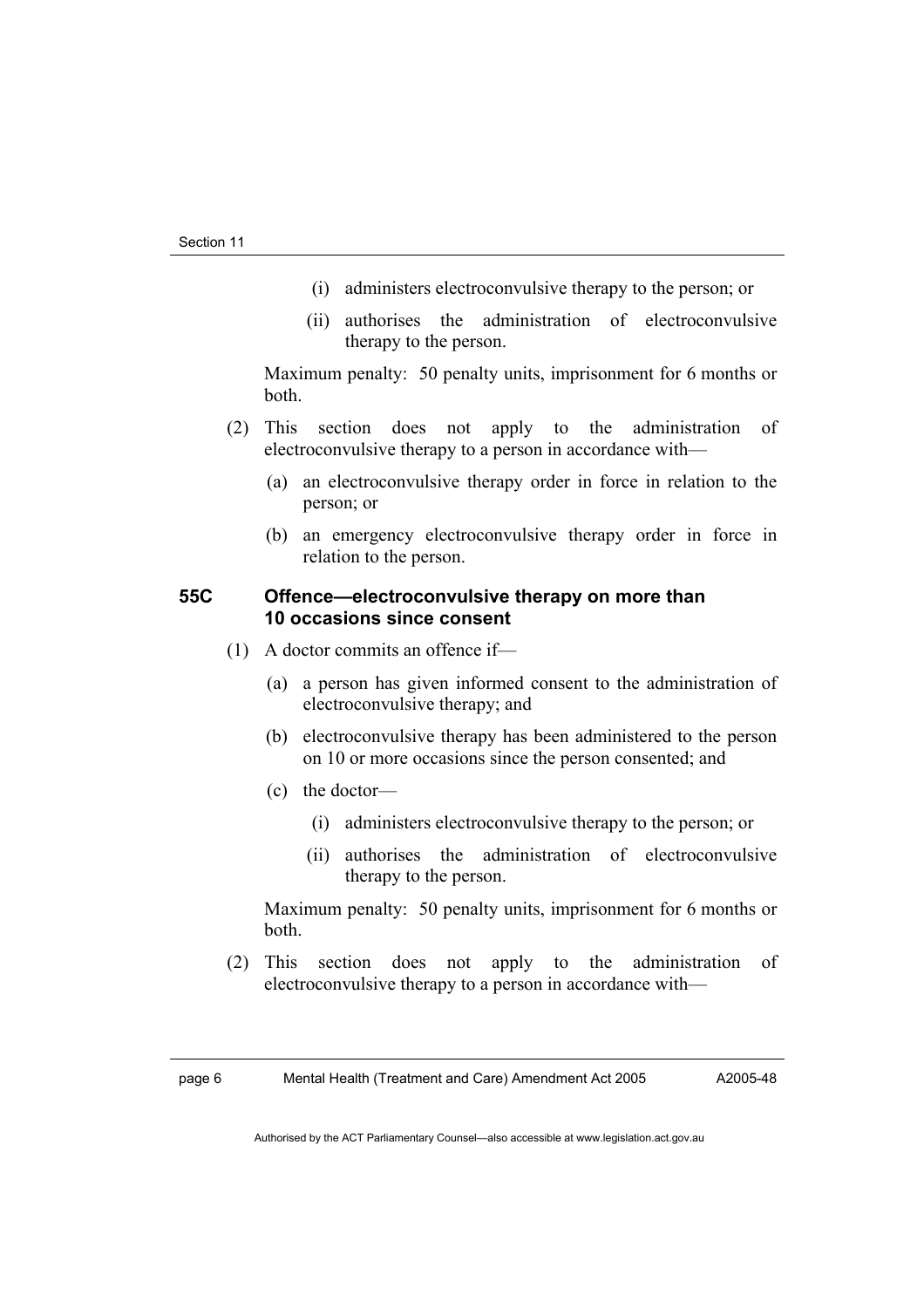(i) administers electroconvulsive therapy to the person; or

(ii) authorises the administration of electroconvulsive therapy to the person.

Maximum penalty: 50 penalty units, imprisonment for 6 months or both.

(2) This section does not apply to the administration of electroconvulsive therapy to a person in accordance with—

(a) an electroconvulsive therapy order in force in relation to the person; or

(b) an emergency electroconvulsive therapy order in force in relation to the person.

### 55C Offence—electroconvulsive therapy on more than 10 occasions since consent

(1) A doctor commits an offence if—

(a) a person has given informed consent to the administration of electroconvulsive therapy; and

(b) electroconvulsive therapy has been administered to the person on 10 or more occasions since the person consented; and

(c) the doctor—

(i) administers electroconvulsive therapy to the person; or

(ii) authorises the administration of electroconvulsive therapy to the person.

Maximum penalty: 50 penalty units, imprisonment for 6 months or both.

(2) This section does not apply to the administration of electroconvulsive therapy to a person in accordance with—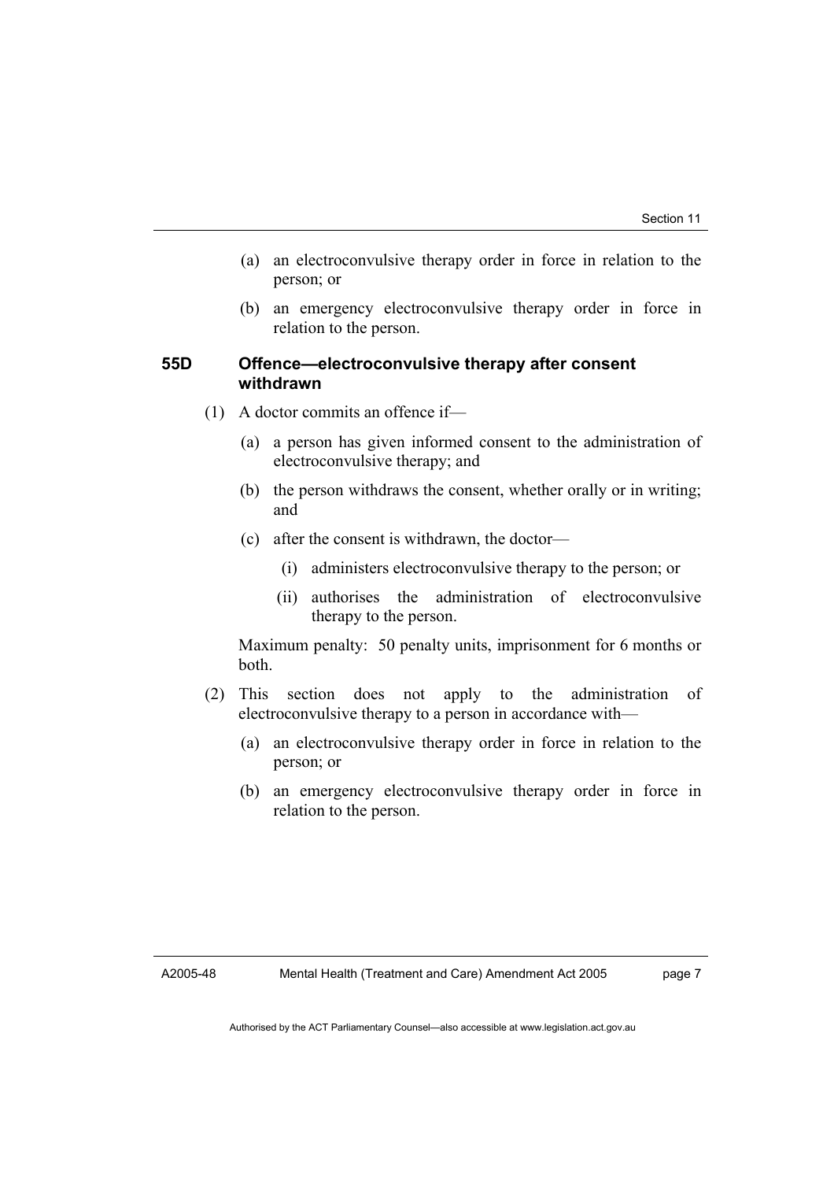(a) an electroconvulsive therapy order in force in relation to the person; or

(b) an emergency electroconvulsive therapy order in force in relation to the person.

### 55D Offence—electroconvulsive therapy after consent withdrawn

(1) A doctor commits an offence if—

(a) a person has given informed consent to the administration of electroconvulsive therapy; and

(b) the person withdraws the consent, whether orally or in writing; and

(c) after the consent is withdrawn, the doctor—

(i) administers electroconvulsive therapy to the person; or

(ii) authorises the administration of electroconvulsive therapy to the person.

Maximum penalty: 50 penalty units, imprisonment for 6 months or both.

(2) This section does not apply to the administration of electroconvulsive therapy to a person in accordance with—

(a) an electroconvulsive therapy order in force in relation to the person; or

(b) an emergency electroconvulsive therapy order in force in relation to the person.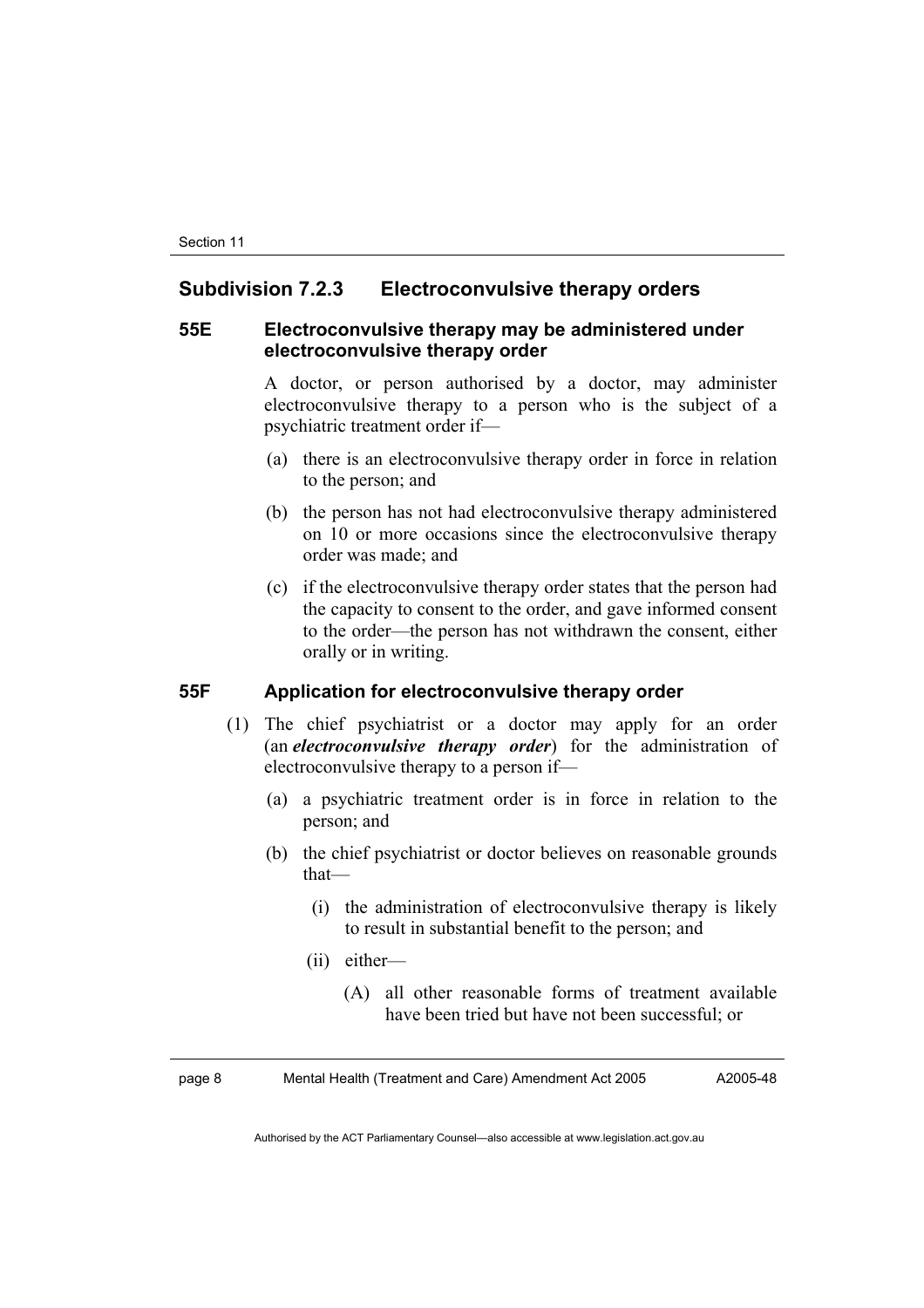## Subdivision 7.2.3 Electroconvulsive therapy orders

### 55E Electroconvulsive therapy may be administered under electroconvulsive therapy order

A doctor, or person authorised by a doctor, may administer electroconvulsive therapy to a person who is the subject of a psychiatric treatment order if—

(a) there is an electroconvulsive therapy order in force in relation to the person; and

(b) the person has not had electroconvulsive therapy administered on 10 or more occasions since the electroconvulsive therapy order was made; and

(c) if the electroconvulsive therapy order states that the person had the capacity to consent to the order, and gave informed consent to the order—the person has not withdrawn the consent, either orally or in writing.

### 55F Application for electroconvulsive therapy order

(1) The chief psychiatrist or a doctor may apply for an order (an ***electroconvulsive therapy order***) for the administration of electroconvulsive therapy to a person if—

(a) a psychiatric treatment order is in force in relation to the person; and

(b) the chief psychiatrist or doctor believes on reasonable grounds that—

(i) the administration of electroconvulsive therapy is likely to result in substantial benefit to the person; and

(ii) either—

(A) all other reasonable forms of treatment available have been tried but have not been successful; or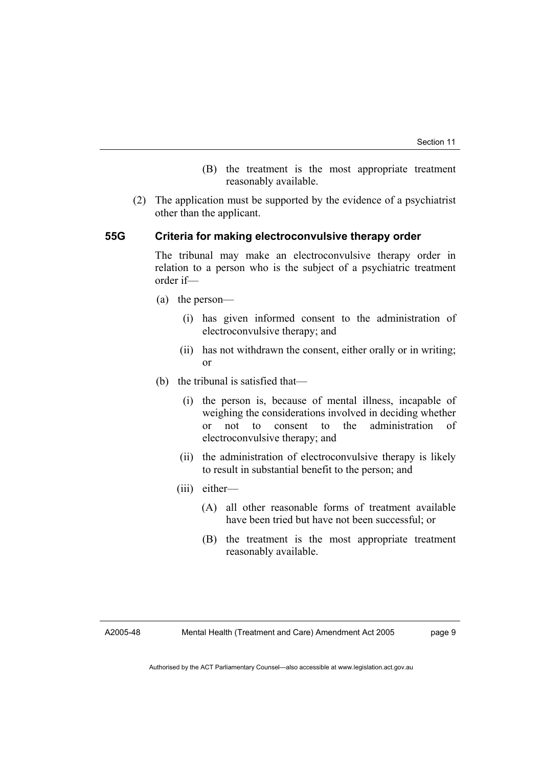(B) the treatment is the most appropriate treatment reasonably available.

(2) The application must be supported by the evidence of a psychiatrist other than the applicant.

### 55G Criteria for making electroconvulsive therapy order

The tribunal may make an electroconvulsive therapy order in relation to a person who is the subject of a psychiatric treatment order if—

(a) the person—

(i) has given informed consent to the administration of electroconvulsive therapy; and

(ii) has not withdrawn the consent, either orally or in writing; or

(b) the tribunal is satisfied that—

(i) the person is, because of mental illness, incapable of weighing the considerations involved in deciding whether or not to consent to the administration of electroconvulsive therapy; and

(ii) the administration of electroconvulsive therapy is likely to result in substantial benefit to the person; and

(iii) either—

(A) all other reasonable forms of treatment available have been tried but have not been successful; or

(B) the treatment is the most appropriate treatment reasonably available.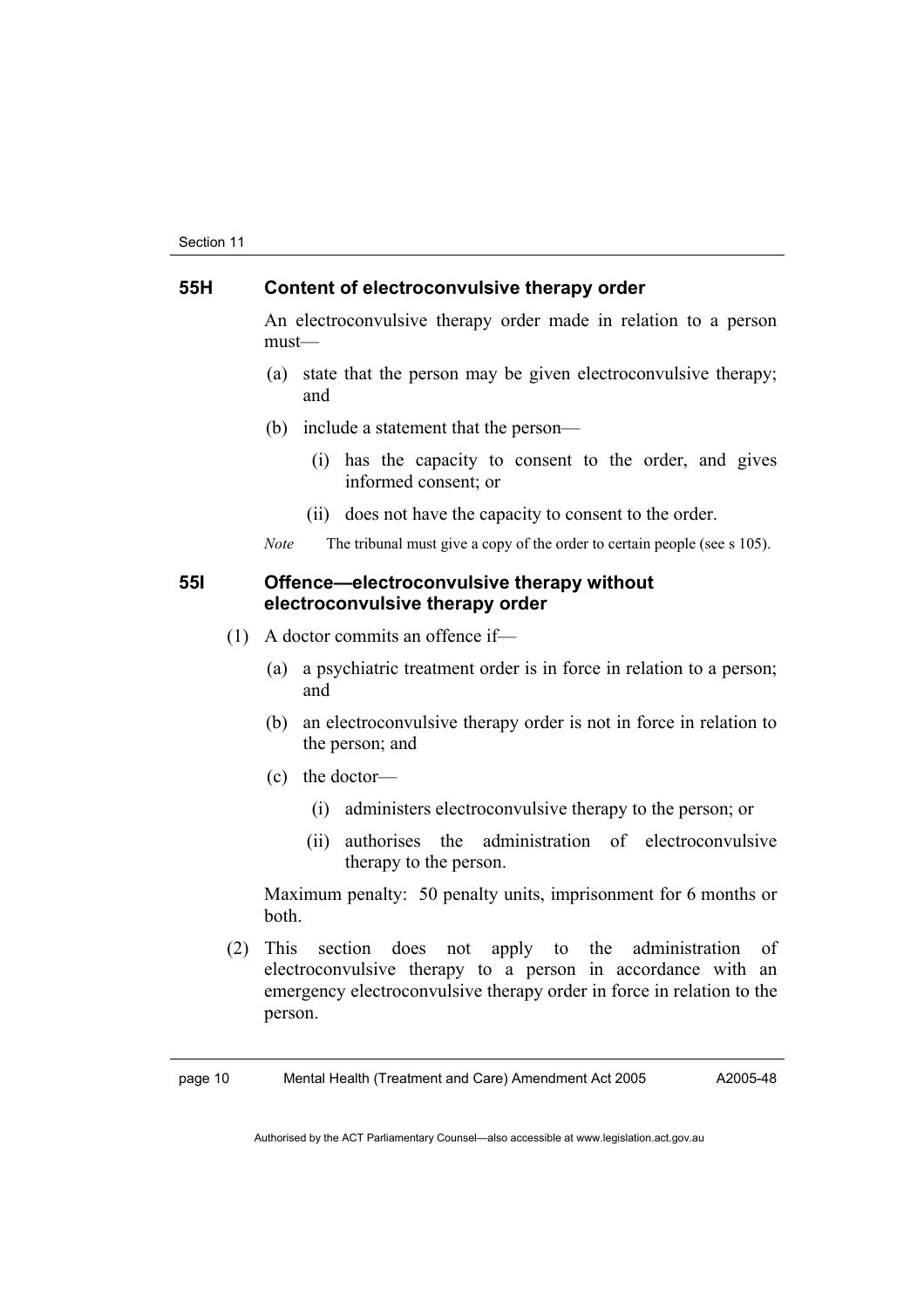### 55H Content of electroconvulsive therapy order

An electroconvulsive therapy order made in relation to a person must—

(a) state that the person may be given electroconvulsive therapy; and

(b) include a statement that the person—

(i) has the capacity to consent to the order, and gives informed consent; or

(ii) does not have the capacity to consent to the order.

*Note* The tribunal must give a copy of the order to certain people (see s 105).

### 55I Offence—electroconvulsive therapy without electroconvulsive therapy order

(1) A doctor commits an offence if—

(a) a psychiatric treatment order is in force in relation to a person; and

(b) an electroconvulsive therapy order is not in force in relation to the person; and

(c) the doctor—

(i) administers electroconvulsive therapy to the person; or

(ii) authorises the administration of electroconvulsive therapy to the person.

Maximum penalty: 50 penalty units, imprisonment for 6 months or both.

(2) This section does not apply to the administration of electroconvulsive therapy to a person in accordance with an emergency electroconvulsive therapy order in force in relation to the person.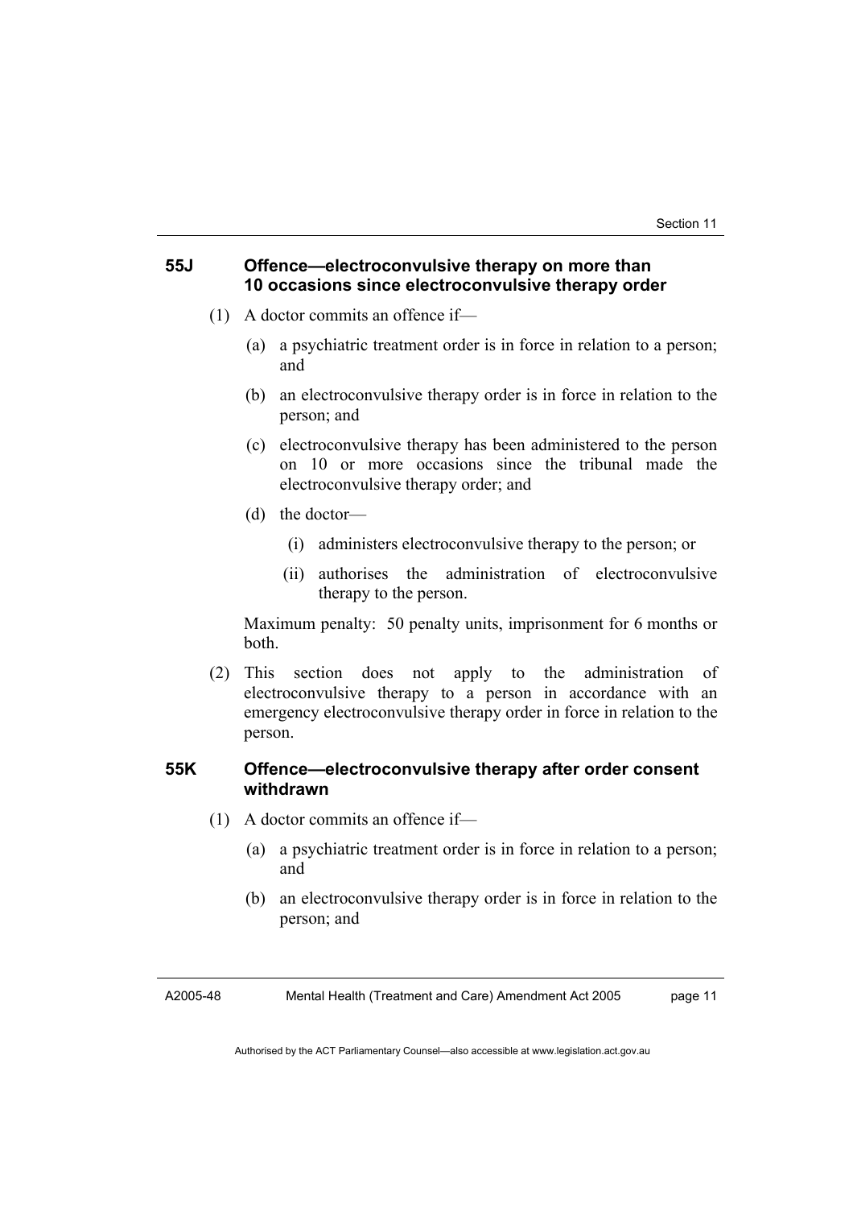### 55J Offence—electroconvulsive therapy on more than 10 occasions since electroconvulsive therapy order

(1) A doctor commits an offence if—

(a) a psychiatric treatment order is in force in relation to a person; and

(b) an electroconvulsive therapy order is in force in relation to the person; and

(c) electroconvulsive therapy has been administered to the person on 10 or more occasions since the tribunal made the electroconvulsive therapy order; and

(d) the doctor—

(i) administers electroconvulsive therapy to the person; or

(ii) authorises the administration of electroconvulsive therapy to the person.

Maximum penalty: 50 penalty units, imprisonment for 6 months or both.

(2) This section does not apply to the administration of electroconvulsive therapy to a person in accordance with an emergency electroconvulsive therapy order in force in relation to the person.

### 55K Offence—electroconvulsive therapy after order consent withdrawn

(1) A doctor commits an offence if—

(a) a psychiatric treatment order is in force in relation to a person; and

(b) an electroconvulsive therapy order is in force in relation to the person; and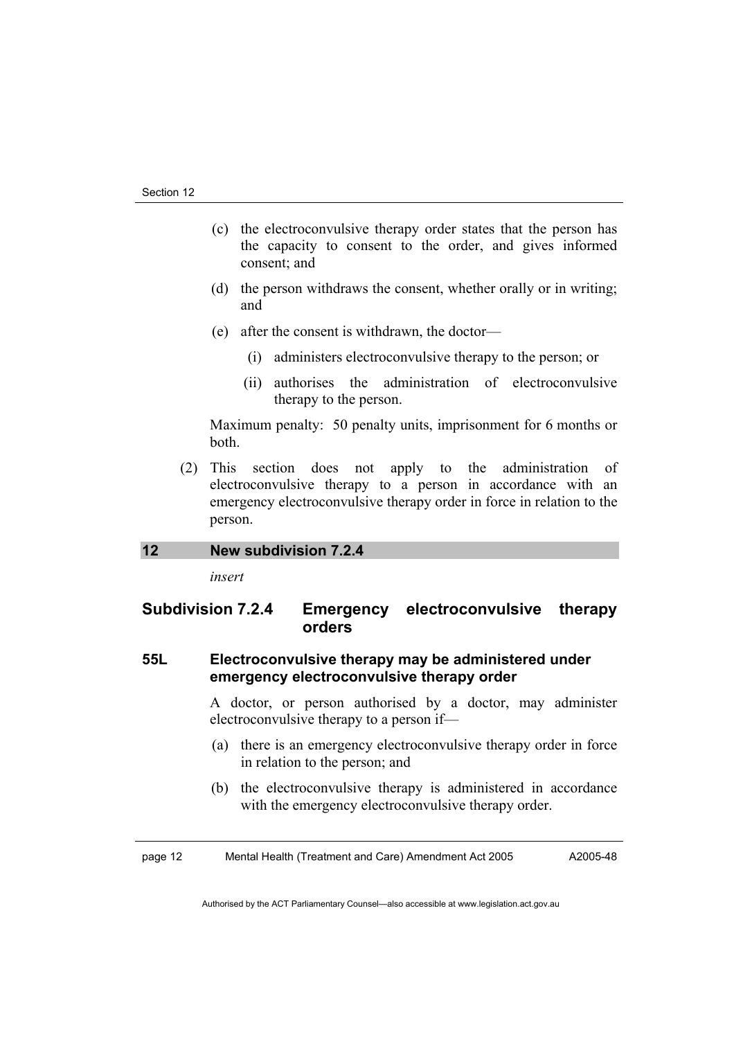(c) the electroconvulsive therapy order states that the person has the capacity to consent to the order, and gives informed consent; and

(d) the person withdraws the consent, whether orally or in writing; and

(e) after the consent is withdrawn, the doctor—

(i) administers electroconvulsive therapy to the person; or

(ii) authorises the administration of electroconvulsive therapy to the person.

Maximum penalty: 50 penalty units, imprisonment for 6 months or both.

(2) This section does not apply to the administration of electroconvulsive therapy to a person in accordance with an emergency electroconvulsive therapy order in force in relation to the person.

## 12 New subdivision 7.2.4

*insert*

### Subdivision 7.2.4 Emergency electroconvulsive therapy orders

#### 55L Electroconvulsive therapy may be administered under emergency electroconvulsive therapy order

A doctor, or person authorised by a doctor, may administer electroconvulsive therapy to a person if—

(a) there is an emergency electroconvulsive therapy order in force in relation to the person; and

(b) the electroconvulsive therapy is administered in accordance with the emergency electroconvulsive therapy order.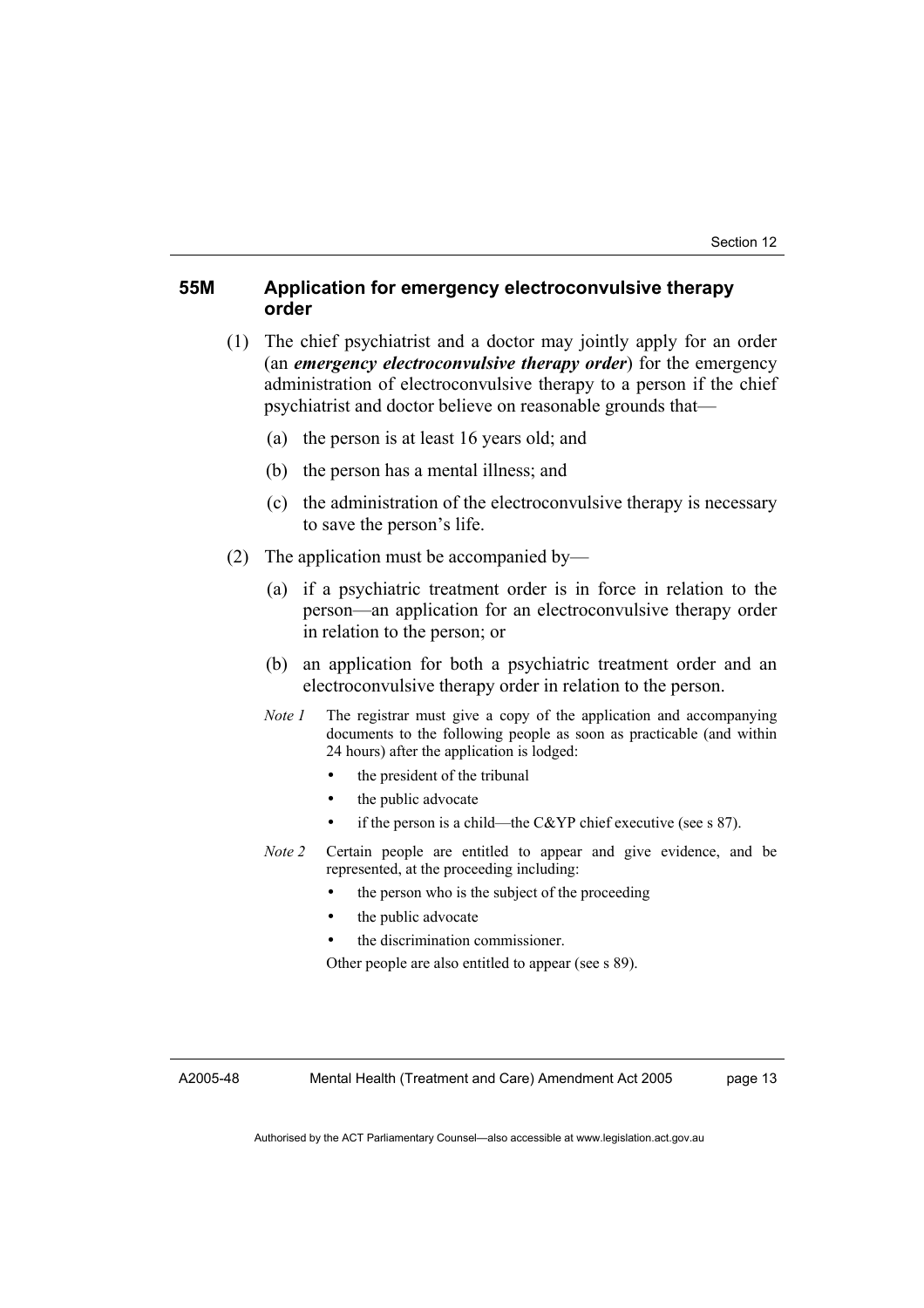### 55M Application for emergency electroconvulsive therapy order

(1) The chief psychiatrist and a doctor may jointly apply for an order (an ***emergency electroconvulsive therapy order***) for the emergency administration of electroconvulsive therapy to a person if the chief psychiatrist and doctor believe on reasonable grounds that—

(a) the person is at least 16 years old; and

(b) the person has a mental illness; and

(c) the administration of the electroconvulsive therapy is necessary to save the person's life.

(2) The application must be accompanied by—

(a) if a psychiatric treatment order is in force in relation to the person—an application for an electroconvulsive therapy order in relation to the person; or

(b) an application for both a psychiatric treatment order and an electroconvulsive therapy order in relation to the person.

*Note 1* The registrar must give a copy of the application and accompanying documents to the following people as soon as practicable (and within 24 hours) after the application is lodged:

- the president of the tribunal
- the public advocate
- if the person is a child—the C&YP chief executive (see s 87).

*Note 2* Certain people are entitled to appear and give evidence, and be represented, at the proceeding including:

- the person who is the subject of the proceeding
- the public advocate
- the discrimination commissioner.

Other people are also entitled to appear (see s 89).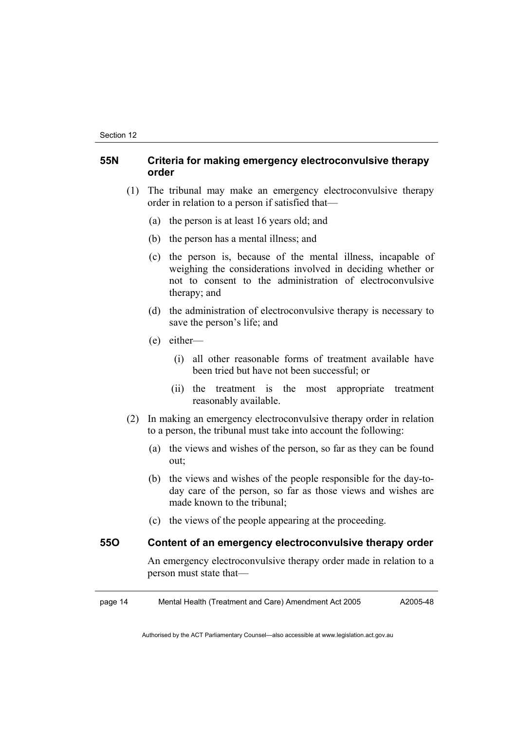### 55N Criteria for making emergency electroconvulsive therapy order

(1) The tribunal may make an emergency electroconvulsive therapy order in relation to a person if satisfied that—

- (a) the person is at least 16 years old; and
- (b) the person has a mental illness; and
- (c) the person is, because of the mental illness, incapable of weighing the considerations involved in deciding whether or not to consent to the administration of electroconvulsive therapy; and
- (d) the administration of electroconvulsive therapy is necessary to save the person's life; and
- (e) either—
  - (i) all other reasonable forms of treatment available have been tried but have not been successful; or
  - (ii) the treatment is the most appropriate treatment reasonably available.

(2) In making an emergency electroconvulsive therapy order in relation to a person, the tribunal must take into account the following:

- (a) the views and wishes of the person, so far as they can be found out;
- (b) the views and wishes of the people responsible for the day-to-day care of the person, so far as those views and wishes are made known to the tribunal;
- (c) the views of the people appearing at the proceeding.

### 55O Content of an emergency electroconvulsive therapy order

An emergency electroconvulsive therapy order made in relation to a person must state that—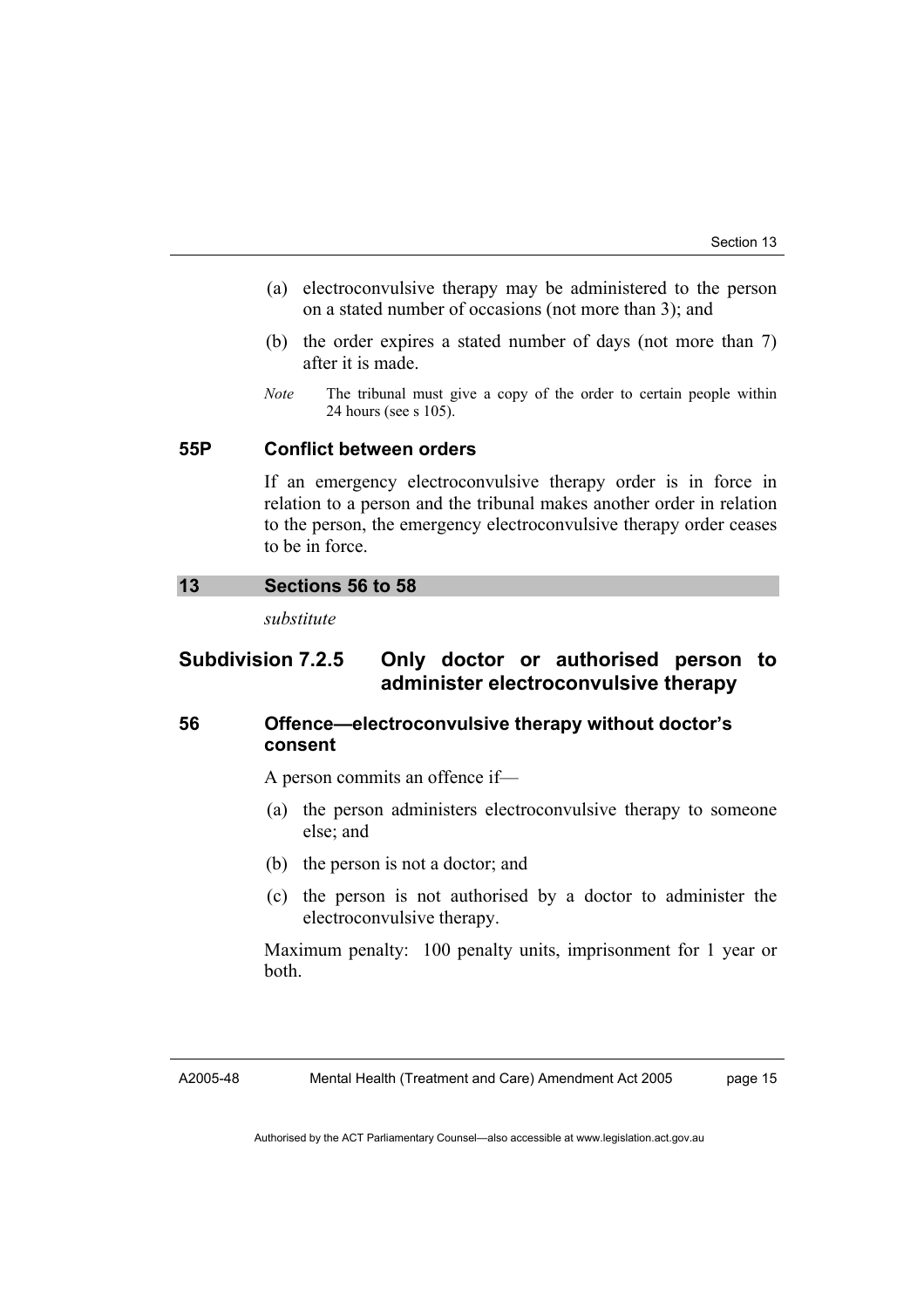(a) electroconvulsive therapy may be administered to the person on a stated number of occasions (not more than 3); and

(b) the order expires a stated number of days (not more than 7) after it is made.

*Note* The tribunal must give a copy of the order to certain people within 24 hours (see s 105).

### 55P Conflict between orders

If an emergency electroconvulsive therapy order is in force in relation to a person and the tribunal makes another order in relation to the person, the emergency electroconvulsive therapy order ceases to be in force.

## 13 Sections 56 to 58

*substitute*

## Subdivision 7.2.5 Only doctor or authorised person to administer electroconvulsive therapy

### 56 Offence—electroconvulsive therapy without doctor's consent

A person commits an offence if—

(a) the person administers electroconvulsive therapy to someone else; and

(b) the person is not a doctor; and

(c) the person is not authorised by a doctor to administer the electroconvulsive therapy.

Maximum penalty: 100 penalty units, imprisonment for 1 year or both.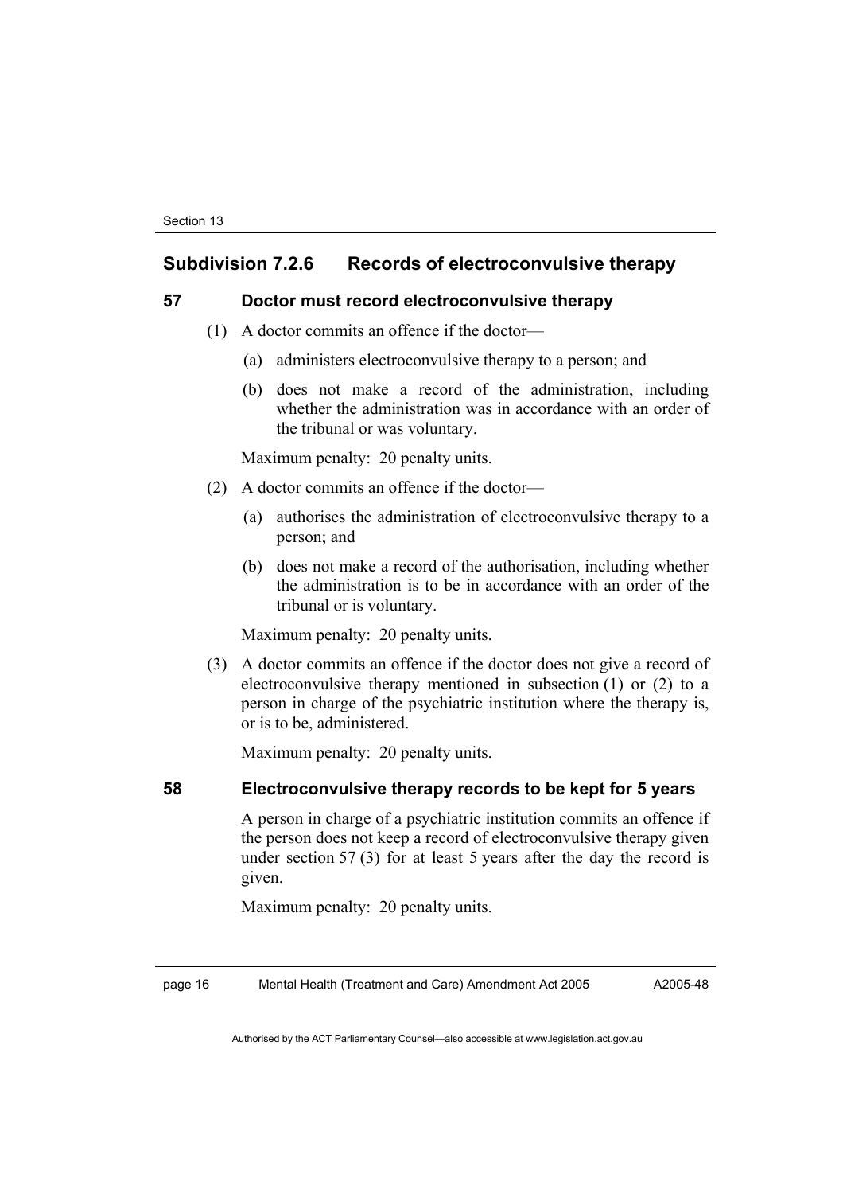## Subdivision 7.2.6 Records of electroconvulsive therapy

### 57 Doctor must record electroconvulsive therapy

(1) A doctor commits an offence if the doctor—

(a) administers electroconvulsive therapy to a person; and

(b) does not make a record of the administration, including whether the administration was in accordance with an order of the tribunal or was voluntary.

Maximum penalty: 20 penalty units.

(2) A doctor commits an offence if the doctor—

(a) authorises the administration of electroconvulsive therapy to a person; and

(b) does not make a record of the authorisation, including whether the administration is to be in accordance with an order of the tribunal or is voluntary.

Maximum penalty: 20 penalty units.

(3) A doctor commits an offence if the doctor does not give a record of electroconvulsive therapy mentioned in subsection (1) or (2) to a person in charge of the psychiatric institution where the therapy is, or is to be, administered.

Maximum penalty: 20 penalty units.

### 58 Electroconvulsive therapy records to be kept for 5 years

A person in charge of a psychiatric institution commits an offence if the person does not keep a record of electroconvulsive therapy given under section 57 (3) for at least 5 years after the day the record is given.

Maximum penalty: 20 penalty units.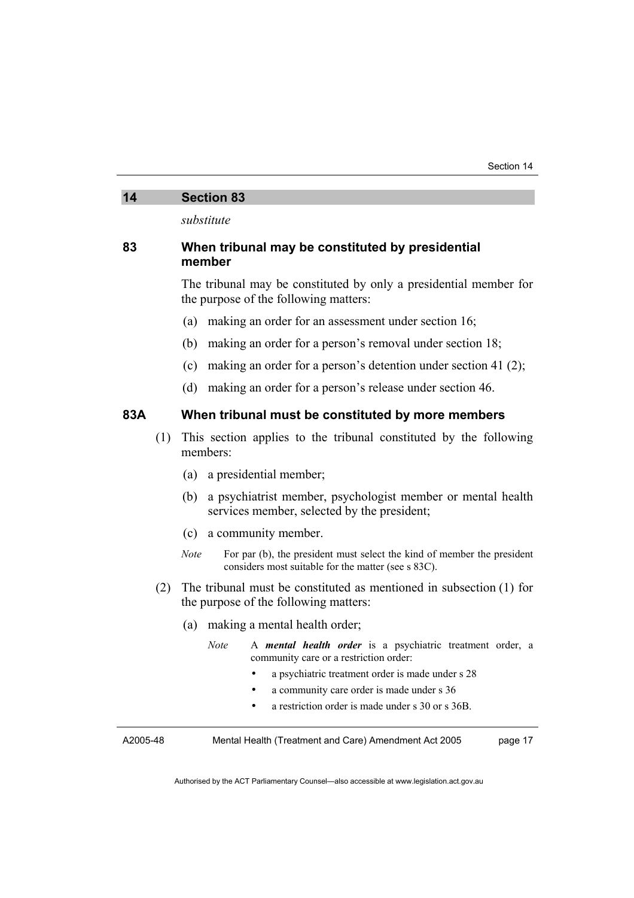## 14 Section 83

*substitute*

### 83 When tribunal may be constituted by presidential member

The tribunal may be constituted by only a presidential member for the purpose of the following matters:

(a) making an order for an assessment under section 16;

(b) making an order for a person's removal under section 18;

(c) making an order for a person's detention under section 41 (2);

(d) making an order for a person's release under section 46.

### 83A When tribunal must be constituted by more members

(1) This section applies to the tribunal constituted by the following members:

(a) a presidential member;

(b) a psychiatrist member, psychologist member or mental health services member, selected by the president;

(c) a community member.

*Note* For par (b), the president must select the kind of member the president considers most suitable for the matter (see s 83C).

(2) The tribunal must be constituted as mentioned in subsection (1) for the purpose of the following matters:

(a) making a mental health order;

*Note* A ***mental health order*** is a psychiatric treatment order, a community care or a restriction order:

- a psychiatric treatment order is made under s 28
- a community care order is made under s 36
- a restriction order is made under s 30 or s 36B.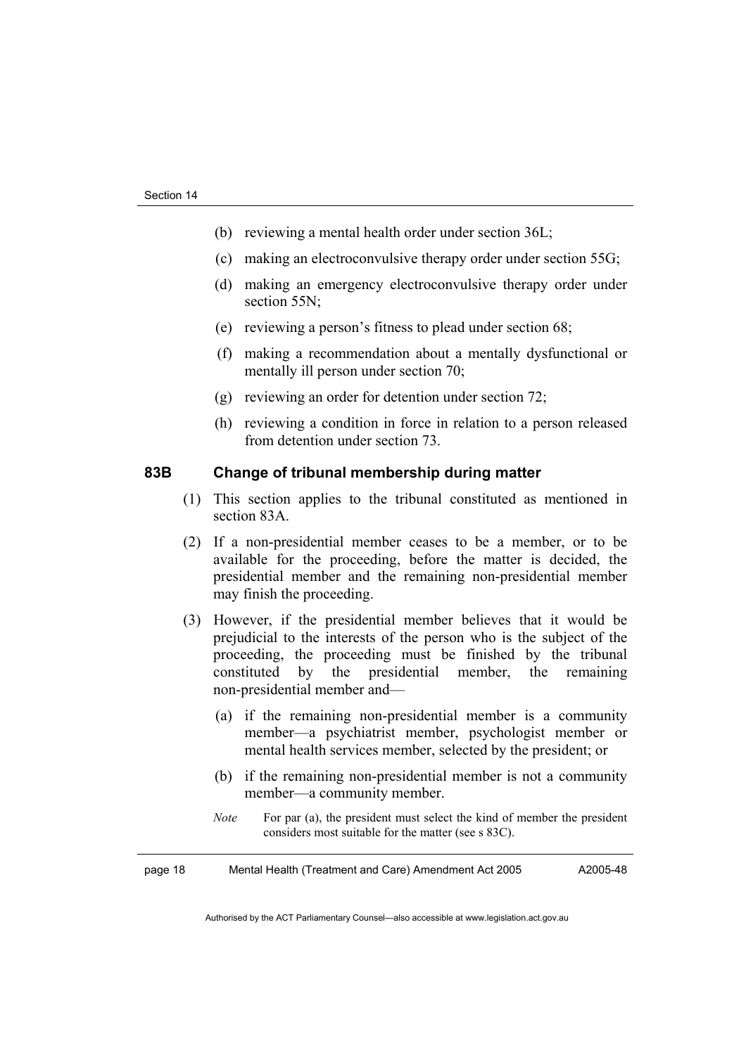(b) reviewing a mental health order under section 36L;

(c) making an electroconvulsive therapy order under section 55G;

(d) making an emergency electroconvulsive therapy order under section 55N;

(e) reviewing a person's fitness to plead under section 68;

(f) making a recommendation about a mentally dysfunctional or mentally ill person under section 70;

(g) reviewing an order for detention under section 72;

(h) reviewing a condition in force in relation to a person released from detention under section 73.

### 83B Change of tribunal membership during matter

(1) This section applies to the tribunal constituted as mentioned in section 83A.

(2) If a non-presidential member ceases to be a member, or to be available for the proceeding, before the matter is decided, the presidential member and the remaining non-presidential member may finish the proceeding.

(3) However, if the presidential member believes that it would be prejudicial to the interests of the person who is the subject of the proceeding, the proceeding must be finished by the tribunal constituted by the presidential member, the remaining non-presidential member and—

(a) if the remaining non-presidential member is a community member—a psychiatrist member, psychologist member or mental health services member, selected by the president; or

(b) if the remaining non-presidential member is not a community member—a community member.

*Note* For par (a), the president must select the kind of member the president considers most suitable for the matter (see s 83C).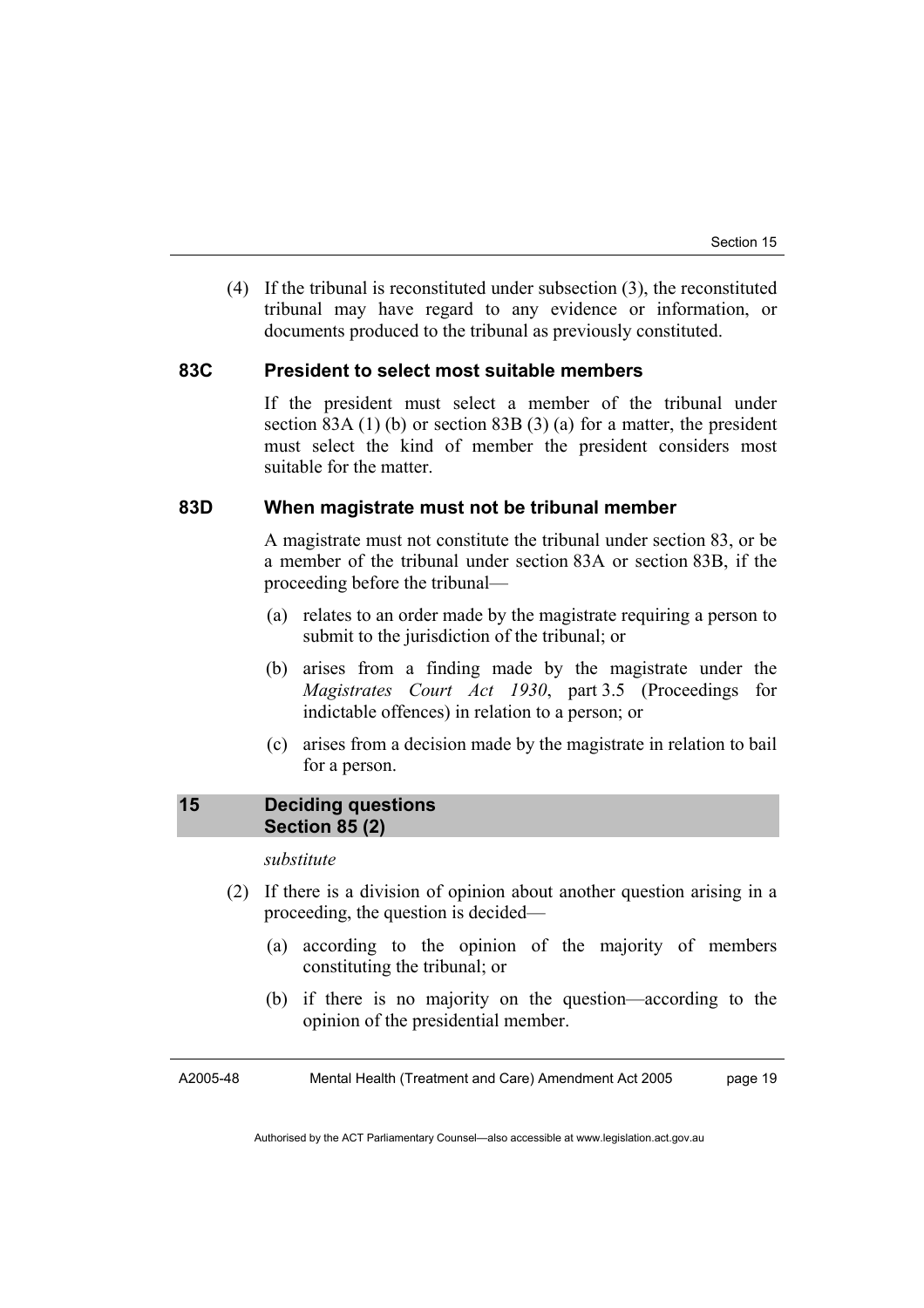(4) If the tribunal is reconstituted under subsection (3), the reconstituted tribunal may have regard to any evidence or information, or documents produced to the tribunal as previously constituted.

### 83C President to select most suitable members

If the president must select a member of the tribunal under section 83A (1) (b) or section 83B (3) (a) for a matter, the president must select the kind of member the president considers most suitable for the matter.

### 83D When magistrate must not be tribunal member

A magistrate must not constitute the tribunal under section 83, or be a member of the tribunal under section 83A or section 83B, if the proceeding before the tribunal—

(a) relates to an order made by the magistrate requiring a person to submit to the jurisdiction of the tribunal; or

(b) arises from a finding made by the magistrate under the *Magistrates Court Act 1930*, part 3.5 (Proceedings for indictable offences) in relation to a person; or

(c) arises from a decision made by the magistrate in relation to bail for a person.

## 15 Deciding questions Section 85 (2)

*substitute*

(2) If there is a division of opinion about another question arising in a proceeding, the question is decided—

(a) according to the opinion of the majority of members constituting the tribunal; or

(b) if there is no majority on the question—according to the opinion of the presidential member.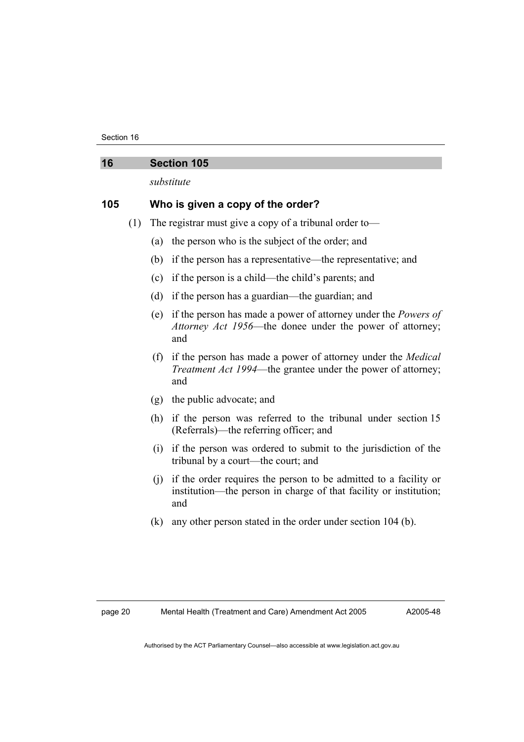## 16 Section 105

*substitute*

### 105 Who is given a copy of the order?

(1) The registrar must give a copy of a tribunal order to—

(a) the person who is the subject of the order; and

(b) if the person has a representative—the representative; and

(c) if the person is a child—the child's parents; and

(d) if the person has a guardian—the guardian; and

(e) if the person has made a power of attorney under the *Powers of Attorney Act 1956*—the donee under the power of attorney; and

(f) if the person has made a power of attorney under the *Medical Treatment Act 1994*—the grantee under the power of attorney; and

(g) the public advocate; and

(h) if the person was referred to the tribunal under section 15 (Referrals)—the referring officer; and

(i) if the person was ordered to submit to the jurisdiction of the tribunal by a court—the court; and

(j) if the order requires the person to be admitted to a facility or institution—the person in charge of that facility or institution; and

(k) any other person stated in the order under section 104 (b).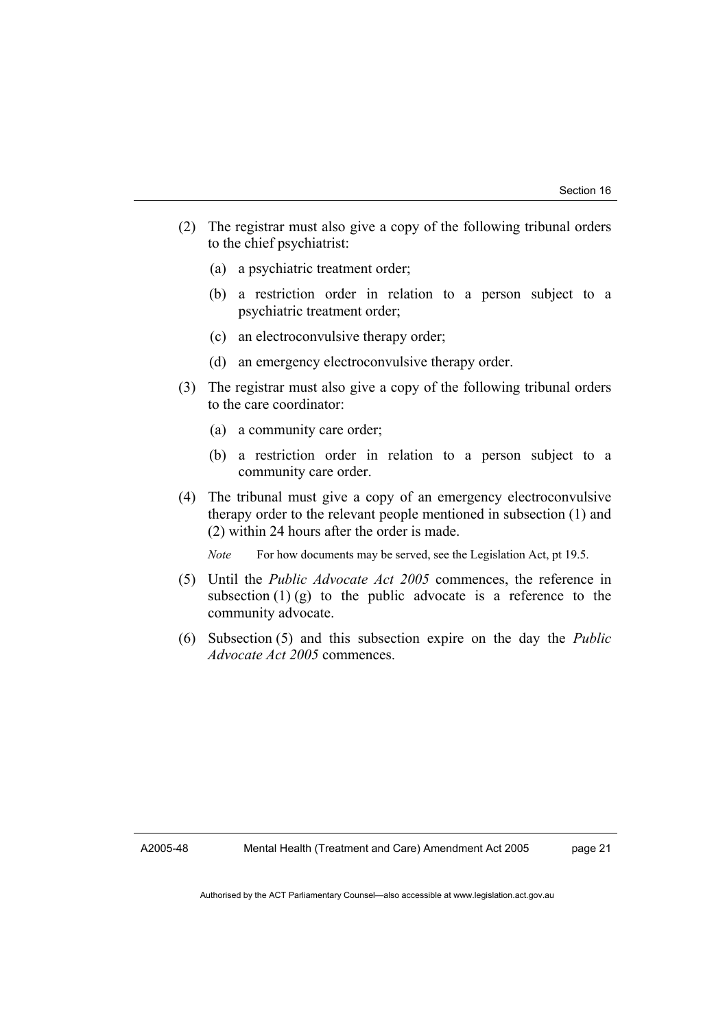(2) The registrar must also give a copy of the following tribunal orders to the chief psychiatrist:

(a) a psychiatric treatment order;

(b) a restriction order in relation to a person subject to a psychiatric treatment order;

(c) an electroconvulsive therapy order;

(d) an emergency electroconvulsive therapy order.

(3) The registrar must also give a copy of the following tribunal orders to the care coordinator:

(a) a community care order;

(b) a restriction order in relation to a person subject to a community care order.

(4) The tribunal must give a copy of an emergency electroconvulsive therapy order to the relevant people mentioned in subsection (1) and (2) within 24 hours after the order is made.

*Note* For how documents may be served, see the Legislation Act, pt 19.5.

(5) Until the *Public Advocate Act 2005* commences, the reference in subsection (1) (g) to the public advocate is a reference to the community advocate.

(6) Subsection (5) and this subsection expire on the day the *Public Advocate Act 2005* commences.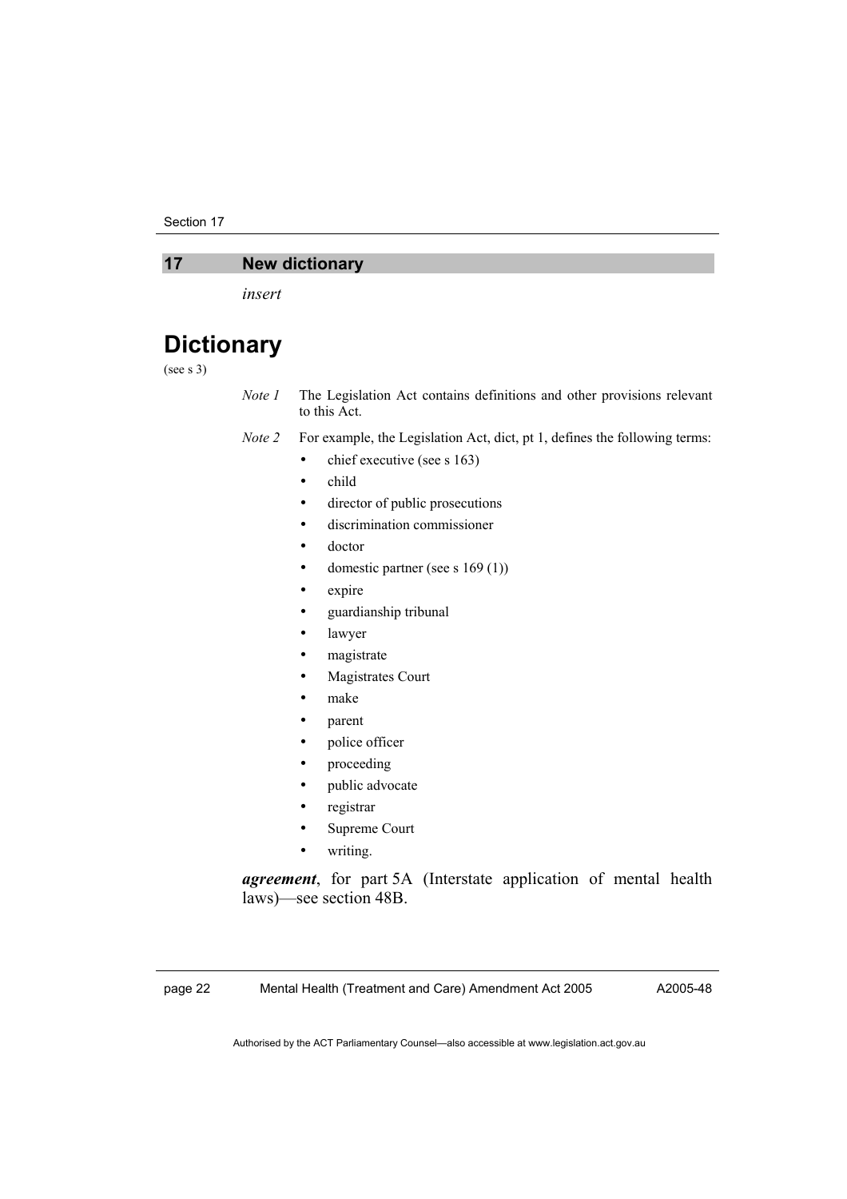## 17 New dictionary

*insert*

# Dictionary

(see s 3)

*Note 1* The Legislation Act contains definitions and other provisions relevant to this Act.

*Note 2* For example, the Legislation Act, dict, pt 1, defines the following terms:

- chief executive (see s 163)
- child
- director of public prosecutions
- discrimination commissioner
- doctor
- domestic partner (see s 169 (1))
- expire
- guardianship tribunal
- lawyer
- magistrate
- Magistrates Court
- make
- parent
- police officer
- proceeding
- public advocate
- registrar
- Supreme Court
- writing.

***agreement***, for part 5A (Interstate application of mental health laws)—see section 48B.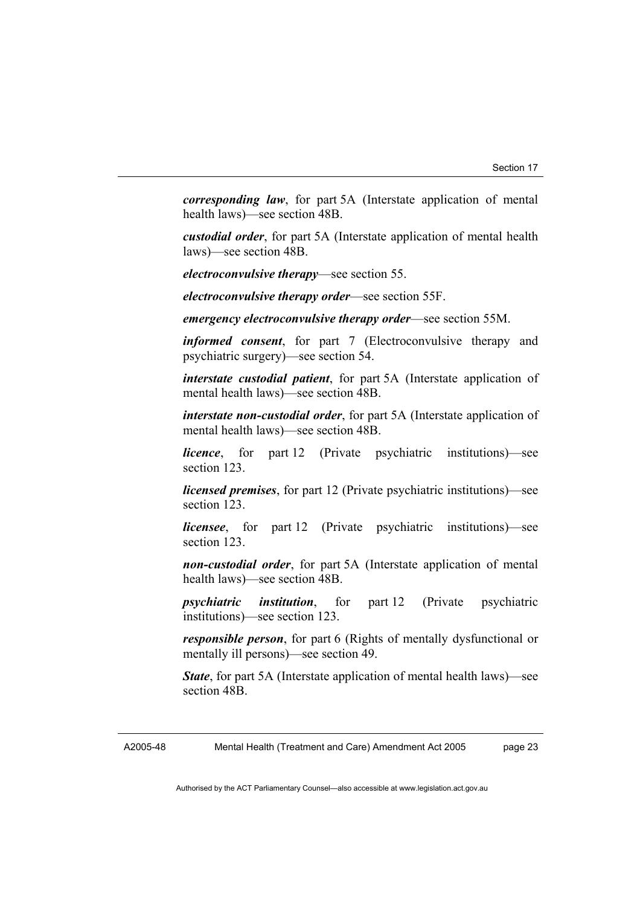***corresponding law***, for part 5A (Interstate application of mental health laws)—see section 48B.

***custodial order***, for part 5A (Interstate application of mental health laws)—see section 48B.

***electroconvulsive therapy***—see section 55.

***electroconvulsive therapy order***—see section 55F.

***emergency electroconvulsive therapy order***—see section 55M.

***informed consent***, for part 7 (Electroconvulsive therapy and psychiatric surgery)—see section 54.

***interstate custodial patient***, for part 5A (Interstate application of mental health laws)—see section 48B.

***interstate non-custodial order***, for part 5A (Interstate application of mental health laws)—see section 48B.

***licence***, for part 12 (Private psychiatric institutions)—see section 123.

***licensed premises***, for part 12 (Private psychiatric institutions)—see section 123.

***licensee***, for part 12 (Private psychiatric institutions)—see section 123.

***non-custodial order***, for part 5A (Interstate application of mental health laws)—see section 48B.

***psychiatric institution***, for part 12 (Private psychiatric institutions)—see section 123.

***responsible person***, for part 6 (Rights of mentally dysfunctional or mentally ill persons)—see section 49.

***State***, for part 5A (Interstate application of mental health laws)—see section 48B.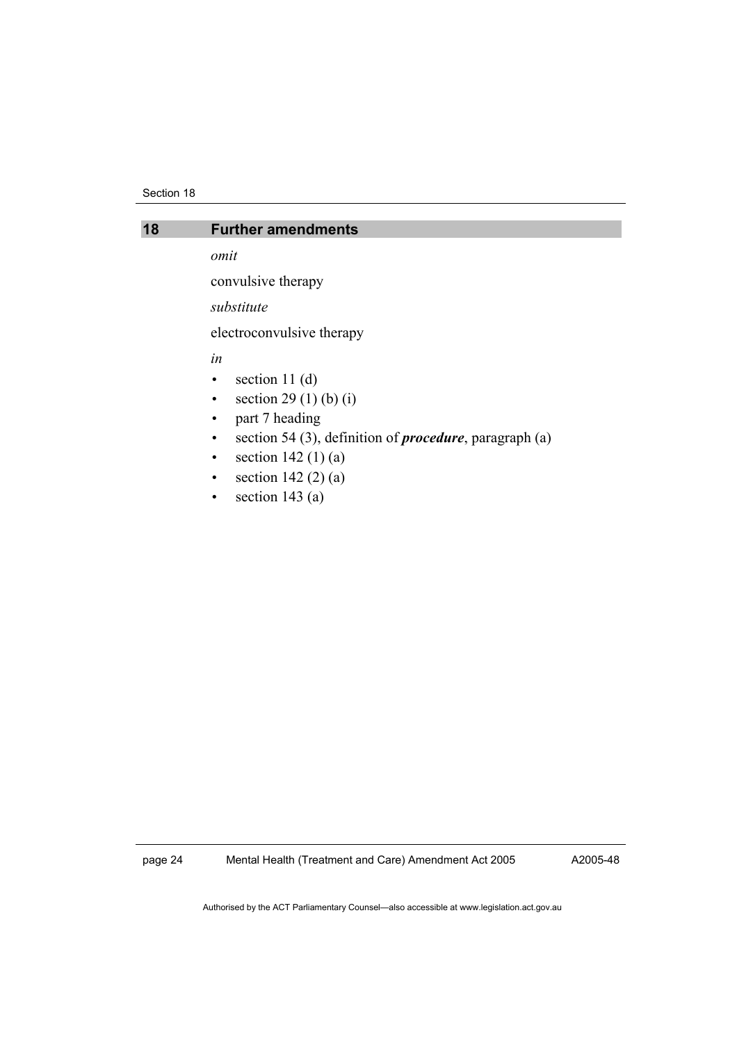## 18 Further amendments

*omit*

convulsive therapy

*substitute*

electroconvulsive therapy

*in*

- section 11 (d)
- section 29 (1) (b) (i)
- part 7 heading
- section 54 (3), definition of ***procedure***, paragraph (a)
- section 142 (1) (a)
- section 142 (2) (a)
- section 143 (a)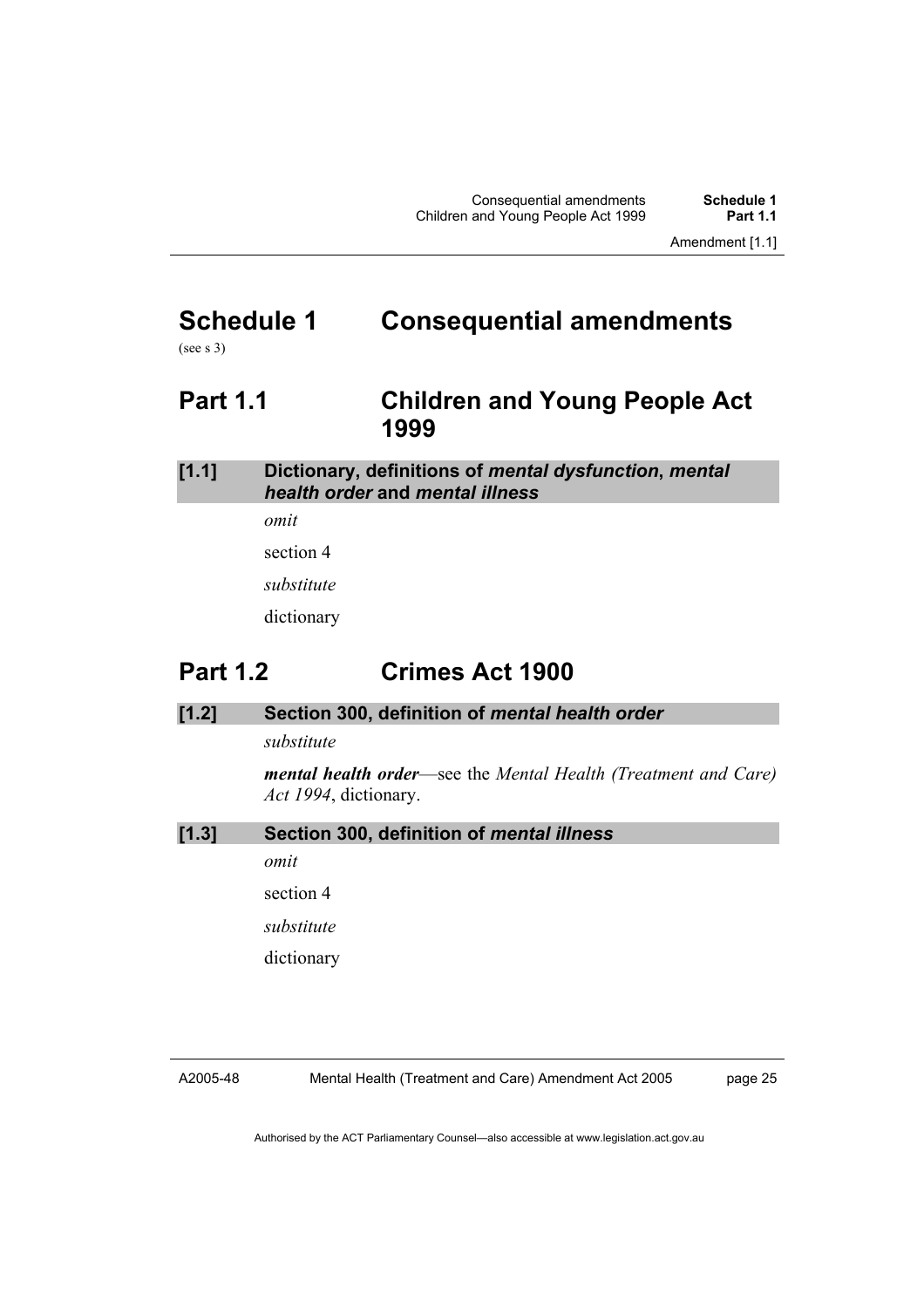# Schedule 1 Consequential amendments

(see s 3)

## Part 1.1 Children and Young People Act 1999

### [1.1] Dictionary, definitions of *mental dysfunction*, *mental health order* and *mental illness*

*omit*

section 4

*substitute*

dictionary

## Part 1.2 Crimes Act 1900

### [1.2] Section 300, definition of *mental health order*

*substitute*

***mental health order***—see the *Mental Health (Treatment and Care) Act 1994*, dictionary.

### [1.3] Section 300, definition of *mental illness*

*omit*

section 4

*substitute*

dictionary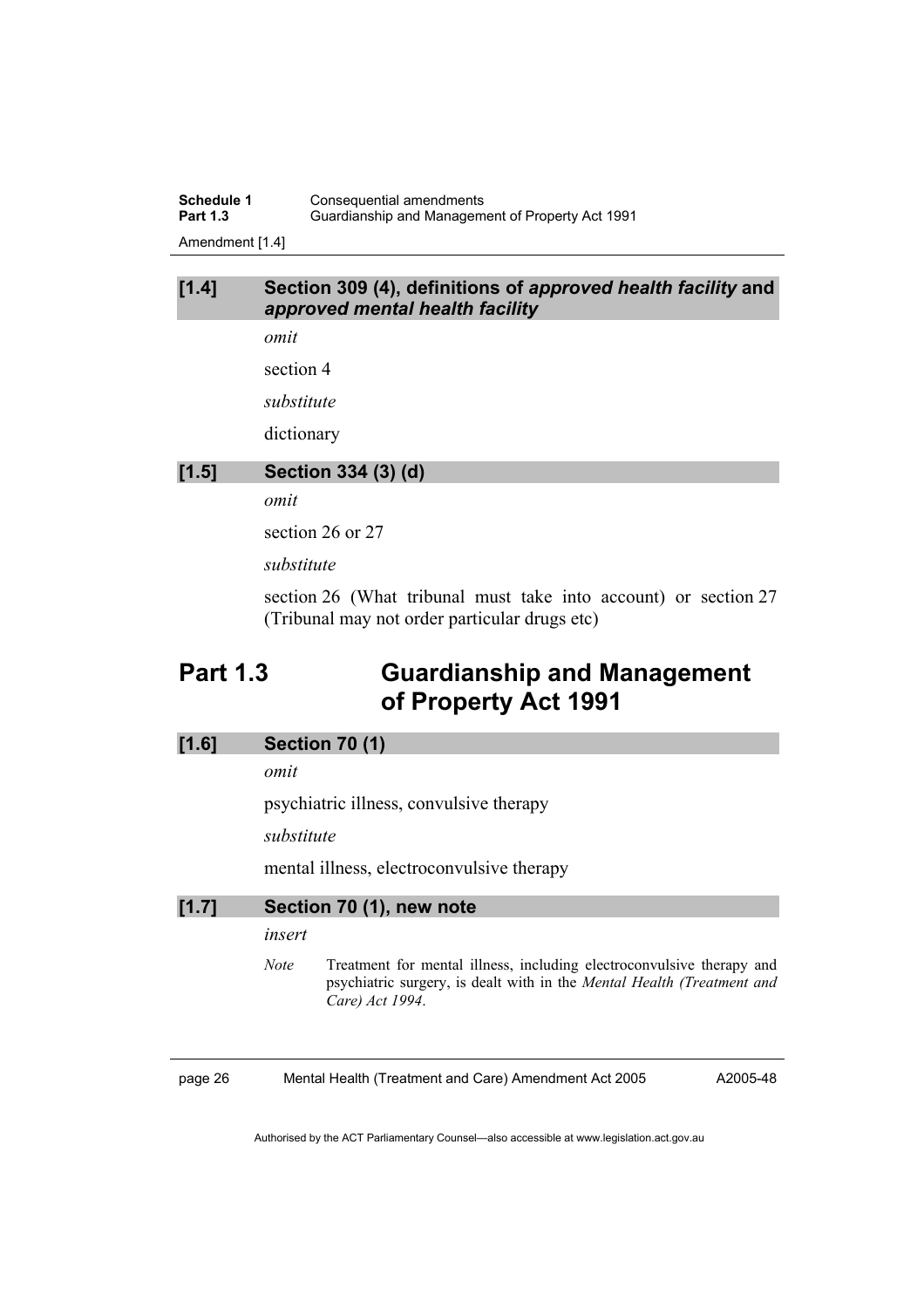### [1.4] Section 309 (4), definitions of *approved health facility* and *approved mental health facility*

*omit*

section 4

*substitute*

dictionary

### [1.5] Section 334 (3) (d)

*omit*

section 26 or 27

*substitute*

section 26 (What tribunal must take into account) or section 27 (Tribunal may not order particular drugs etc)

## Part 1.3 Guardianship and Management of Property Act 1991

### [1.6] Section 70 (1)

*omit*

psychiatric illness, convulsive therapy

*substitute*

mental illness, electroconvulsive therapy

### [1.7] Section 70 (1), new note

*insert*

*Note* Treatment for mental illness, including electroconvulsive therapy and psychiatric surgery, is dealt with in the *Mental Health (Treatment and Care) Act 1994*.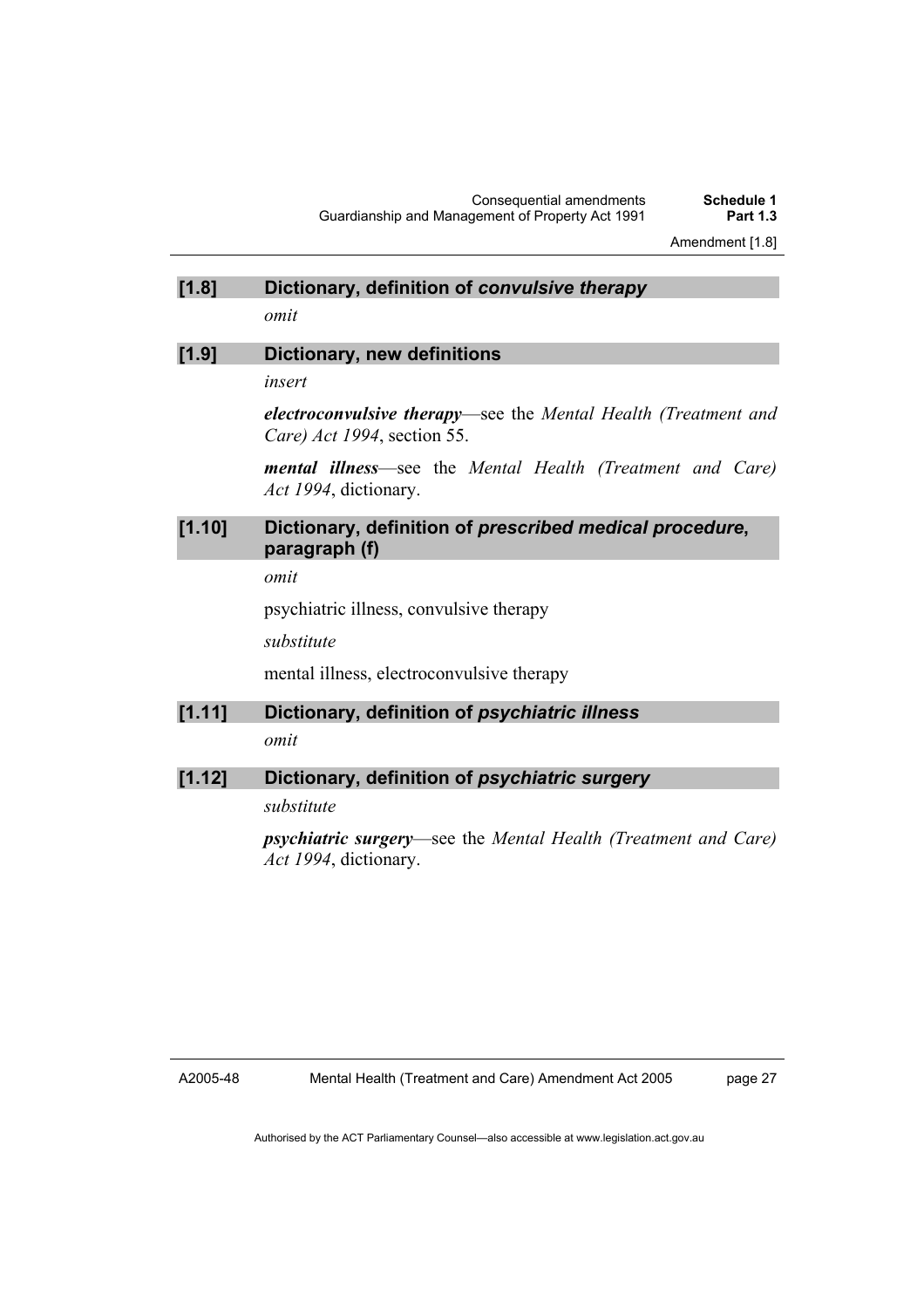### [1.8] Dictionary, definition of *convulsive therapy*

*omit*

### [1.9] Dictionary, new definitions

*insert*

***electroconvulsive therapy***—see the *Mental Health (Treatment and Care) Act 1994*, section 55.

***mental illness***—see the *Mental Health (Treatment and Care) Act 1994*, dictionary.

### [1.10] Dictionary, definition of *prescribed medical procedure*, paragraph (f)

*omit*

psychiatric illness, convulsive therapy

*substitute*

mental illness, electroconvulsive therapy

### [1.11] Dictionary, definition of *psychiatric illness*

*omit*

### [1.12] Dictionary, definition of *psychiatric surgery*

*substitute*

***psychiatric surgery***—see the *Mental Health (Treatment and Care) Act 1994*, dictionary.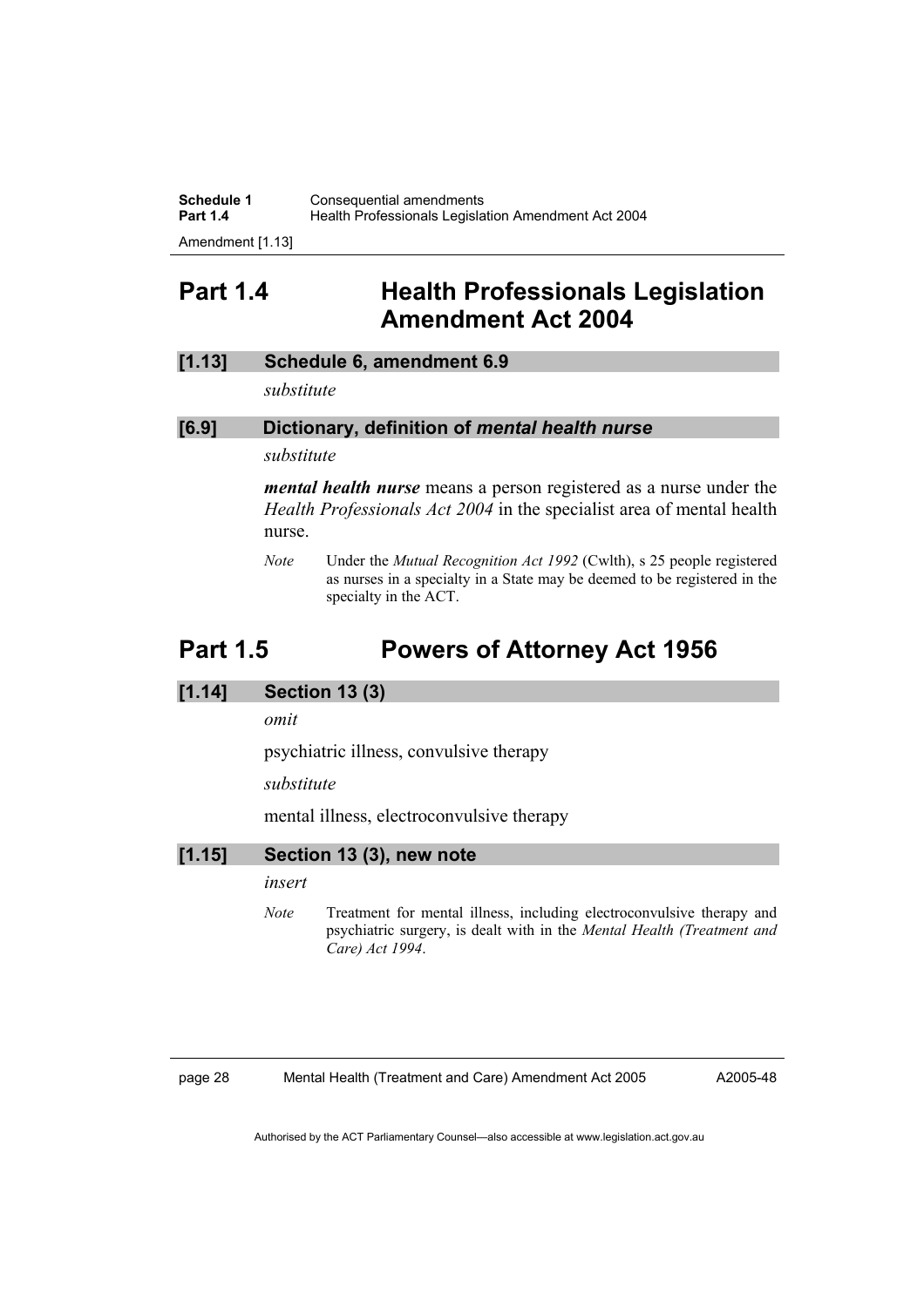## Part 1.4 Health Professionals Legislation Amendment Act 2004

### [1.13] Schedule 6, amendment 6.9

*substitute*

### [6.9] Dictionary, definition of *mental health nurse*

*substitute*

***mental health nurse*** means a person registered as a nurse under the *Health Professionals Act 2004* in the specialist area of mental health nurse.

*Note* Under the *Mutual Recognition Act 1992* (Cwlth), s 25 people registered as nurses in a specialty in a State may be deemed to be registered in the specialty in the ACT.

## Part 1.5 Powers of Attorney Act 1956

### [1.14] Section 13 (3)

*omit*

psychiatric illness, convulsive therapy

*substitute*

mental illness, electroconvulsive therapy

### [1.15] Section 13 (3), new note

*insert*

*Note* Treatment for mental illness, including electroconvulsive therapy and psychiatric surgery, is dealt with in the *Mental Health (Treatment and Care) Act 1994*.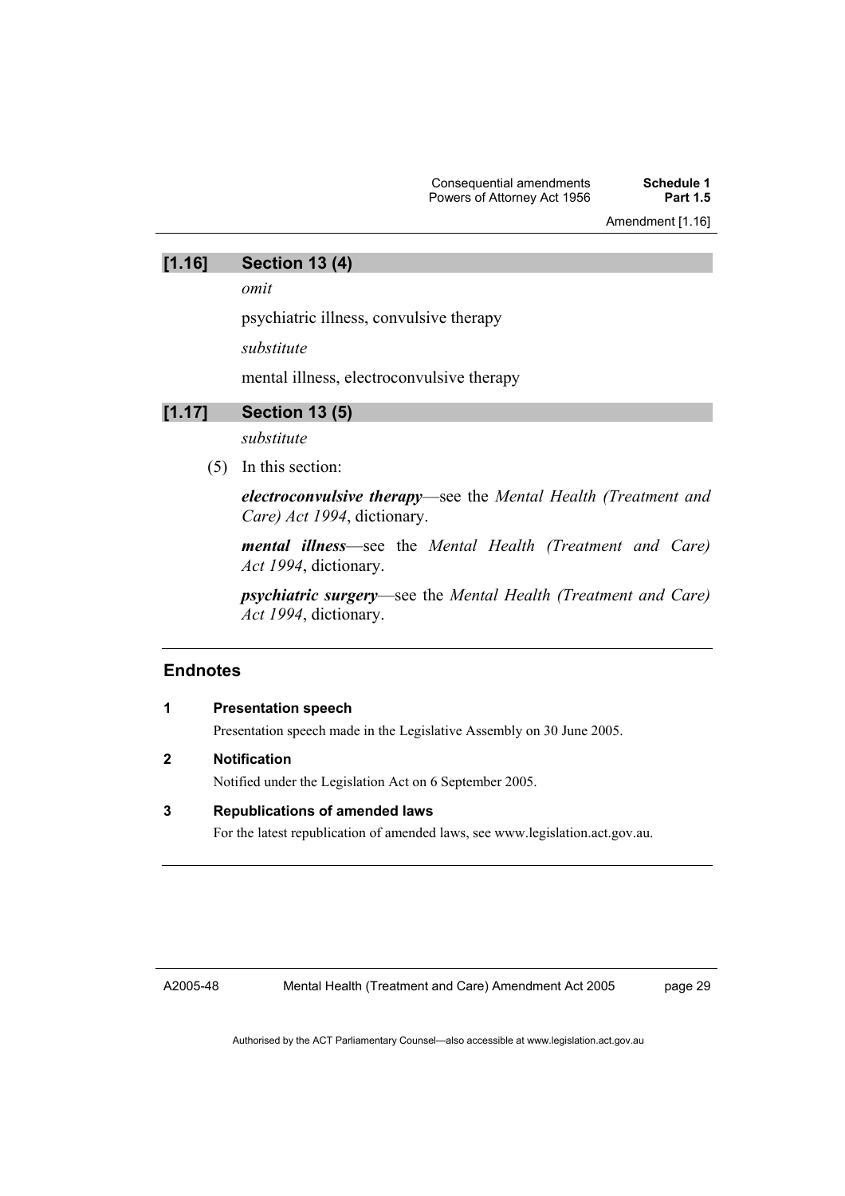## [1.16] Section 13 (4)

*omit*

psychiatric illness, convulsive therapy

*substitute*

mental illness, electroconvulsive therapy

## [1.17] Section 13 (5)

*substitute*

(5) In this section:

***electroconvulsive therapy***—see the *Mental Health (Treatment and Care) Act 1994*, dictionary.

***mental illness***—see the *Mental Health (Treatment and Care) Act 1994*, dictionary.

***psychiatric surgery***—see the *Mental Health (Treatment and Care) Act 1994*, dictionary.

## Endnotes

**1 Presentation speech**

Presentation speech made in the Legislative Assembly on 30 June 2005.

**2 Notification**

Notified under the Legislation Act on 6 September 2005.

**3 Republications of amended laws**

For the latest republication of amended laws, see www.legislation.act.gov.au.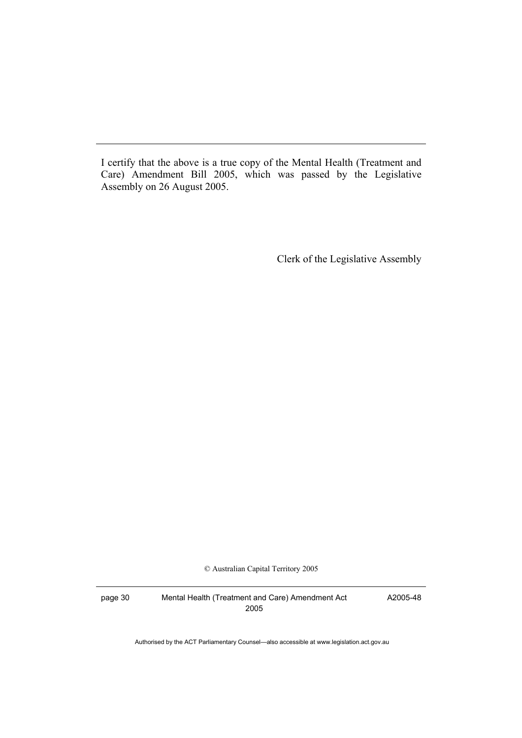I certify that the above is a true copy of the Mental Health (Treatment and Care) Amendment Bill 2005, which was passed by the Legislative Assembly on 26 August 2005.

Clerk of the Legislative Assembly

© Australian Capital Territory 2005